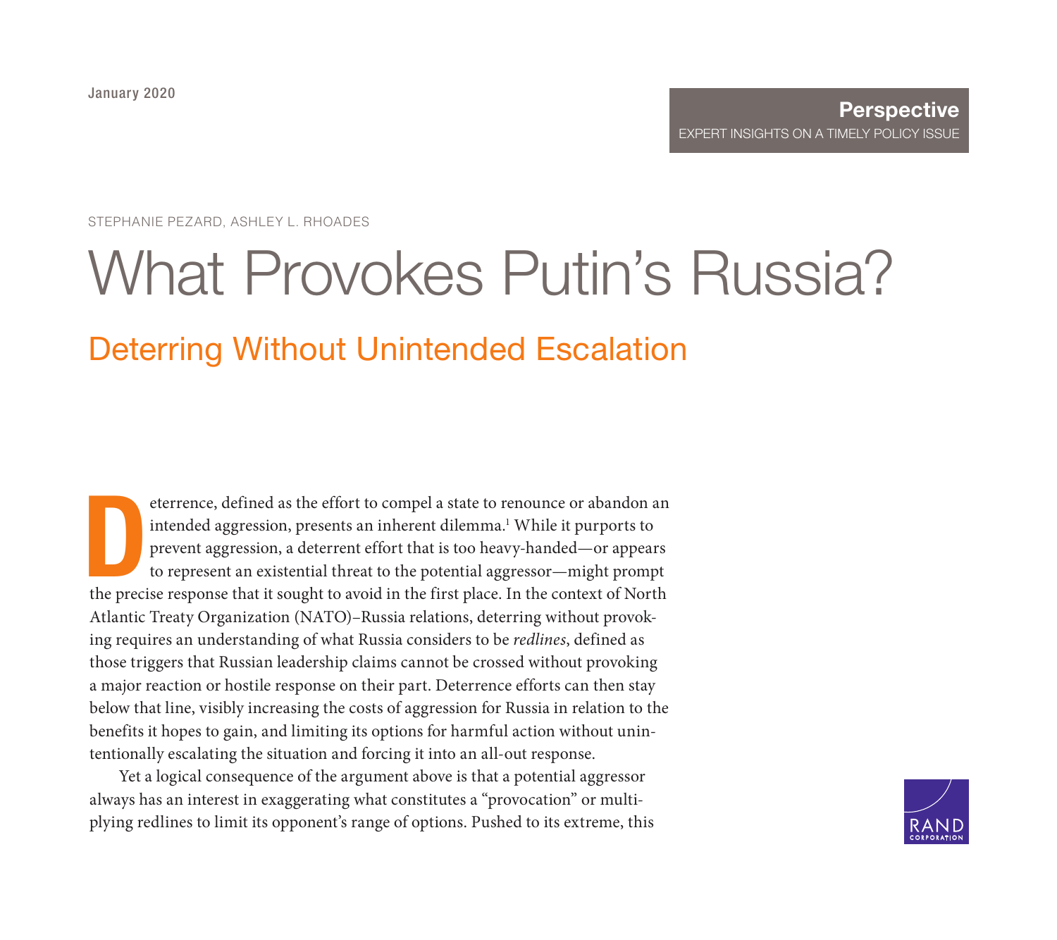January 2020

**Perspective**
EXPERT INSIGHTS ON A TIMELY POLICY ISSUE

STEPHANIE PEZARD, ASHLEY L. RHOADES

# What Provokes Putin's Russia?

## Deterring Without Unintended Escalation

Deterrence, defined as the effort to compel a state to renounce or abandon an intended aggression, presents an inherent dilemma.[1] While it purports to prevent aggression, a deterrent effort that is too heavy-handed—or appears to represent an existential threat to the potential aggressor—might prompt the precise response that it sought to avoid in the first place. In the context of North Atlantic Treaty Organization (NATO)–Russia relations, deterring without provoking requires an understanding of what Russia considers to be *redlines*, defined as those triggers that Russian leadership claims cannot be crossed without provoking a major reaction or hostile response on their part. Deterrence efforts can then stay below that line, visibly increasing the costs of aggression for Russia in relation to the benefits it hopes to gain, and limiting its options for harmful action without unintentionally escalating the situation and forcing it into an all-out response.

Yet a logical consequence of the argument above is that a potential aggressor always has an interest in exaggerating what constitutes a "provocation" or multiplying redlines to limit its opponent's range of options. Pushed to its extreme, this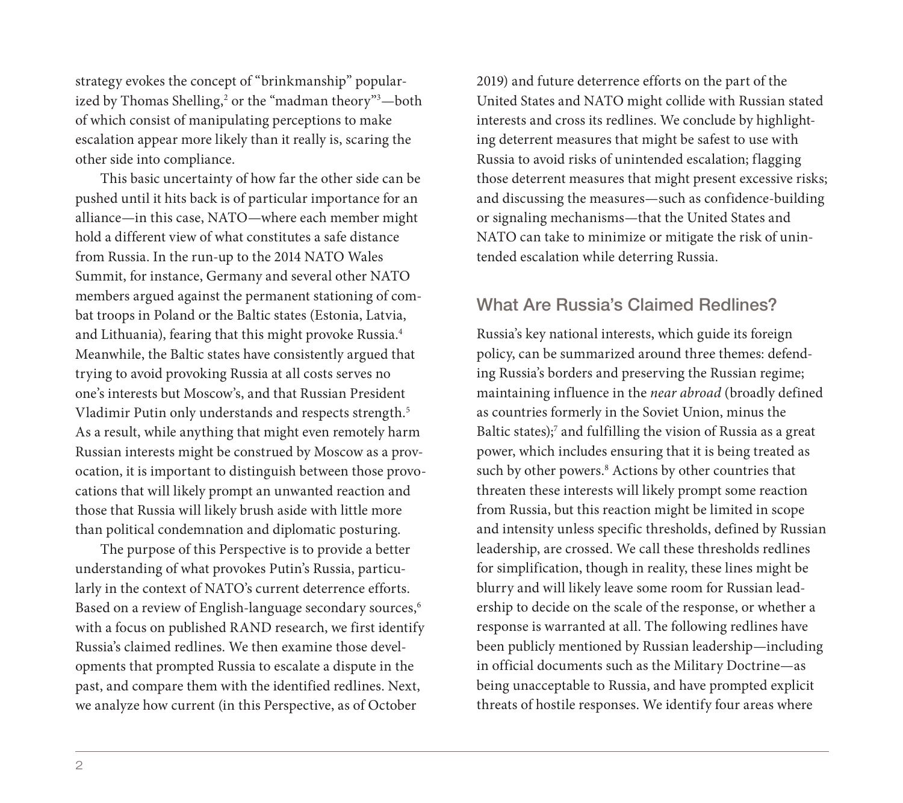strategy evokes the concept of "brinkmanship" popularized by Thomas Shelling,[2] or the "madman theory"[3]—both of which consist of manipulating perceptions to make escalation appear more likely than it really is, scaring the other side into compliance.

This basic uncertainty of how far the other side can be pushed until it hits back is of particular importance for an alliance—in this case, NATO—where each member might hold a different view of what constitutes a safe distance from Russia. In the run-up to the 2014 NATO Wales Summit, for instance, Germany and several other NATO members argued against the permanent stationing of combat troops in Poland or the Baltic states (Estonia, Latvia, and Lithuania), fearing that this might provoke Russia.[4] Meanwhile, the Baltic states have consistently argued that trying to avoid provoking Russia at all costs serves no one's interests but Moscow's, and that Russian President Vladimir Putin only understands and respects strength.[5] As a result, while anything that might even remotely harm Russian interests might be construed by Moscow as a provocation, it is important to distinguish between those provocations that will likely prompt an unwanted reaction and those that Russia will likely brush aside with little more than political condemnation and diplomatic posturing.

The purpose of this Perspective is to provide a better understanding of what provokes Putin's Russia, particularly in the context of NATO's current deterrence efforts. Based on a review of English-language secondary sources,[6] with a focus on published RAND research, we first identify Russia's claimed redlines. We then examine those developments that prompted Russia to escalate a dispute in the past, and compare them with the identified redlines. Next, we analyze how current (in this Perspective, as of October 2019) and future deterrence efforts on the part of the United States and NATO might collide with Russian stated interests and cross its redlines. We conclude by highlighting deterrent measures that might be safest to use with Russia to avoid risks of unintended escalation; flagging those deterrent measures that might present excessive risks; and discussing the measures—such as confidence-building or signaling mechanisms—that the United States and NATO can take to minimize or mitigate the risk of unintended escalation while deterring Russia.

## What Are Russia's Claimed Redlines?

Russia's key national interests, which guide its foreign policy, can be summarized around three themes: defending Russia's borders and preserving the Russian regime; maintaining influence in the *near abroad* (broadly defined as countries formerly in the Soviet Union, minus the Baltic states);[7] and fulfilling the vision of Russia as a great power, which includes ensuring that it is being treated as such by other powers.[8] Actions by other countries that threaten these interests will likely prompt some reaction from Russia, but this reaction might be limited in scope and intensity unless specific thresholds, defined by Russian leadership, are crossed. We call these thresholds redlines for simplification, though in reality, these lines might be blurry and will likely leave some room for Russian leadership to decide on the scale of the response, or whether a response is warranted at all. The following redlines have been publicly mentioned by Russian leadership—including in official documents such as the Military Doctrine—as being unacceptable to Russia, and have prompted explicit threats of hostile responses. We identify four areas where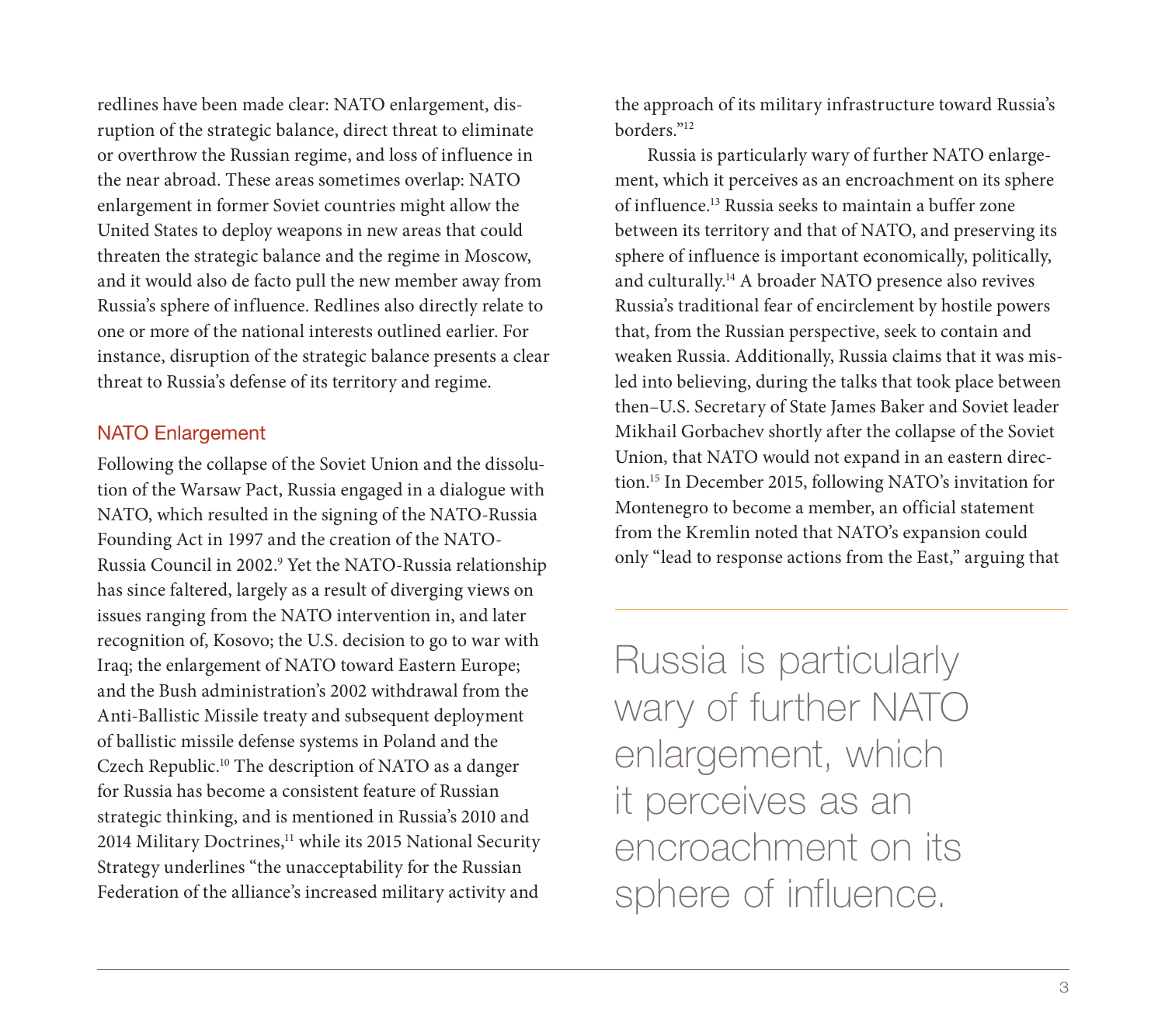redlines have been made clear: NATO enlargement, disruption of the strategic balance, direct threat to eliminate or overthrow the Russian regime, and loss of influence in the near abroad. These areas sometimes overlap: NATO enlargement in former Soviet countries might allow the United States to deploy weapons in new areas that could threaten the strategic balance and the regime in Moscow, and it would also de facto pull the new member away from Russia's sphere of influence. Redlines also directly relate to one or more of the national interests outlined earlier. For instance, disruption of the strategic balance presents a clear threat to Russia's defense of its territory and regime.

## NATO Enlargement

Following the collapse of the Soviet Union and the dissolution of the Warsaw Pact, Russia engaged in a dialogue with NATO, which resulted in the signing of the NATO-Russia Founding Act in 1997 and the creation of the NATO-Russia Council in 2002.[9] Yet the NATO-Russia relationship has since faltered, largely as a result of diverging views on issues ranging from the NATO intervention in, and later recognition of, Kosovo; the U.S. decision to go to war with Iraq; the enlargement of NATO toward Eastern Europe; and the Bush administration's 2002 withdrawal from the Anti-Ballistic Missile treaty and subsequent deployment of ballistic missile defense systems in Poland and the Czech Republic.[10] The description of NATO as a danger for Russia has become a consistent feature of Russian strategic thinking, and is mentioned in Russia's 2010 and 2014 Military Doctrines,[11] while its 2015 National Security Strategy underlines "the unacceptability for the Russian Federation of the alliance's increased military activity and the approach of its military infrastructure toward Russia's borders."[12]

Russia is particularly wary of further NATO enlargement, which it perceives as an encroachment on its sphere of influence.[13] Russia seeks to maintain a buffer zone between its territory and that of NATO, and preserving its sphere of influence is important economically, politically, and culturally.[14] A broader NATO presence also revives Russia's traditional fear of encirclement by hostile powers that, from the Russian perspective, seek to contain and weaken Russia. Additionally, Russia claims that it was misled into believing, during the talks that took place between then–U.S. Secretary of State James Baker and Soviet leader Mikhail Gorbachev shortly after the collapse of the Soviet Union, that NATO would not expand in an eastern direction.[15] In December 2015, following NATO's invitation for Montenegro to become a member, an official statement from the Kremlin noted that NATO's expansion could only "lead to response actions from the East," arguing that

> Russia is particularly wary of further NATO enlargement, which it perceives as an encroachment on its sphere of influence.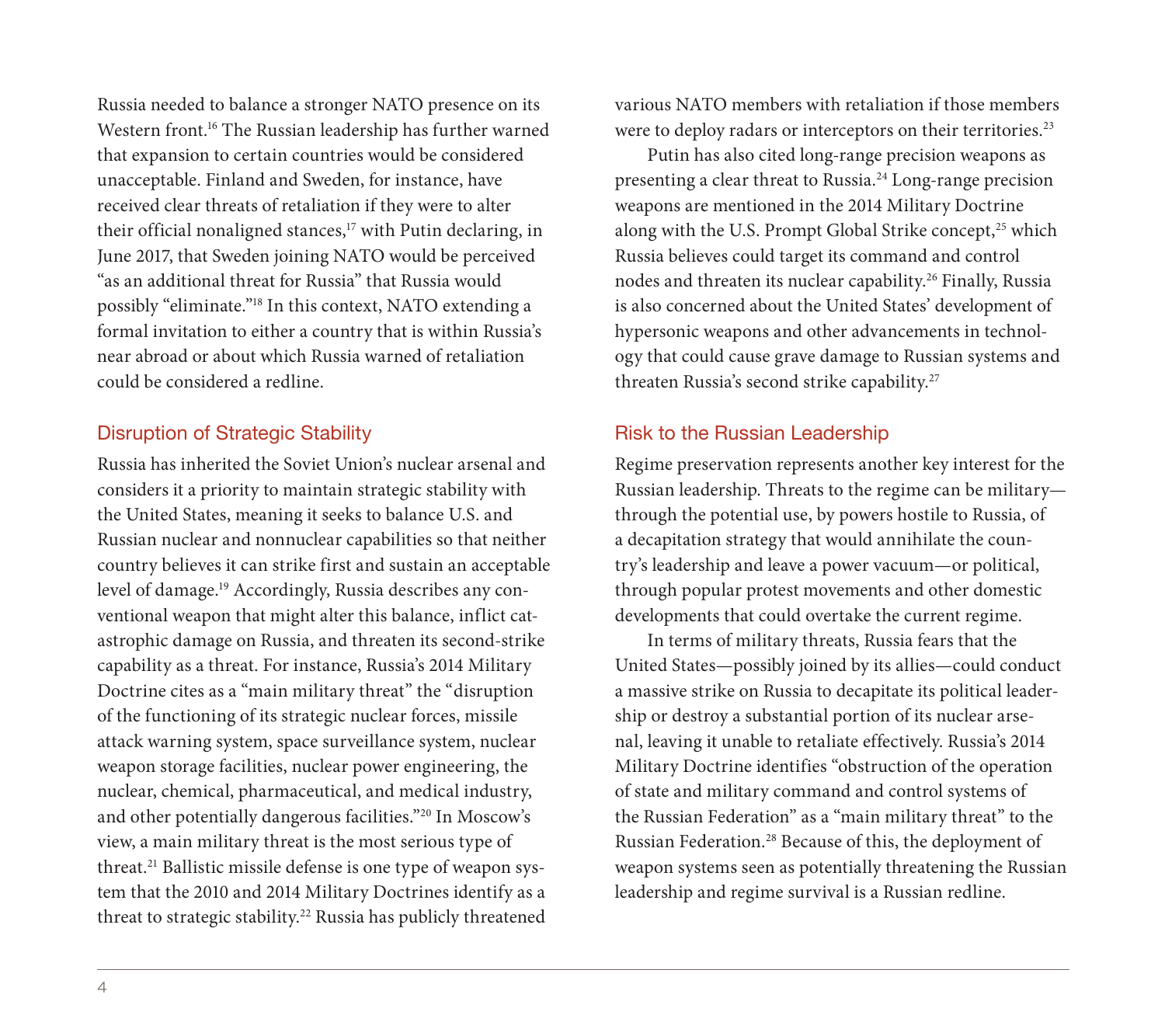Russia needed to balance a stronger NATO presence on its Western front.[16] The Russian leadership has further warned that expansion to certain countries would be considered unacceptable. Finland and Sweden, for instance, have received clear threats of retaliation if they were to alter their official nonaligned stances,[17] with Putin declaring, in June 2017, that Sweden joining NATO would be perceived "as an additional threat for Russia" that Russia would possibly "eliminate."[18] In this context, NATO extending a formal invitation to either a country that is within Russia's near abroad or about which Russia warned of retaliation could be considered a redline.

## Disruption of Strategic Stability

Russia has inherited the Soviet Union's nuclear arsenal and considers it a priority to maintain strategic stability with the United States, meaning it seeks to balance U.S. and Russian nuclear and nonnuclear capabilities so that neither country believes it can strike first and sustain an acceptable level of damage.[19] Accordingly, Russia describes any conventional weapon that might alter this balance, inflict catastrophic damage on Russia, and threaten its second-strike capability as a threat. For instance, Russia's 2014 Military Doctrine cites as a "main military threat" the "disruption of the functioning of its strategic nuclear forces, missile attack warning system, space surveillance system, nuclear weapon storage facilities, nuclear power engineering, the nuclear, chemical, pharmaceutical, and medical industry, and other potentially dangerous facilities."[20] In Moscow's view, a main military threat is the most serious type of threat.[21] Ballistic missile defense is one type of weapon system that the 2010 and 2014 Military Doctrines identify as a threat to strategic stability.[22] Russia has publicly threatened various NATO members with retaliation if those members were to deploy radars or interceptors on their territories.[23]

Putin has also cited long-range precision weapons as presenting a clear threat to Russia.[24] Long-range precision weapons are mentioned in the 2014 Military Doctrine along with the U.S. Prompt Global Strike concept,[25] which Russia believes could target its command and control nodes and threaten its nuclear capability.[26] Finally, Russia is also concerned about the United States' development of hypersonic weapons and other advancements in technology that could cause grave damage to Russian systems and threaten Russia's second strike capability.[27]

## Risk to the Russian Leadership

Regime preservation represents another key interest for the Russian leadership. Threats to the regime can be military—through the potential use, by powers hostile to Russia, of a decapitation strategy that would annihilate the country's leadership and leave a power vacuum—or political, through popular protest movements and other domestic developments that could overtake the current regime.

In terms of military threats, Russia fears that the United States—possibly joined by its allies—could conduct a massive strike on Russia to decapitate its political leadership or destroy a substantial portion of its nuclear arsenal, leaving it unable to retaliate effectively. Russia's 2014 Military Doctrine identifies "obstruction of the operation of state and military command and control systems of the Russian Federation" as a "main military threat" to the Russian Federation.[28] Because of this, the deployment of weapon systems seen as potentially threatening the Russian leadership and regime survival is a Russian redline.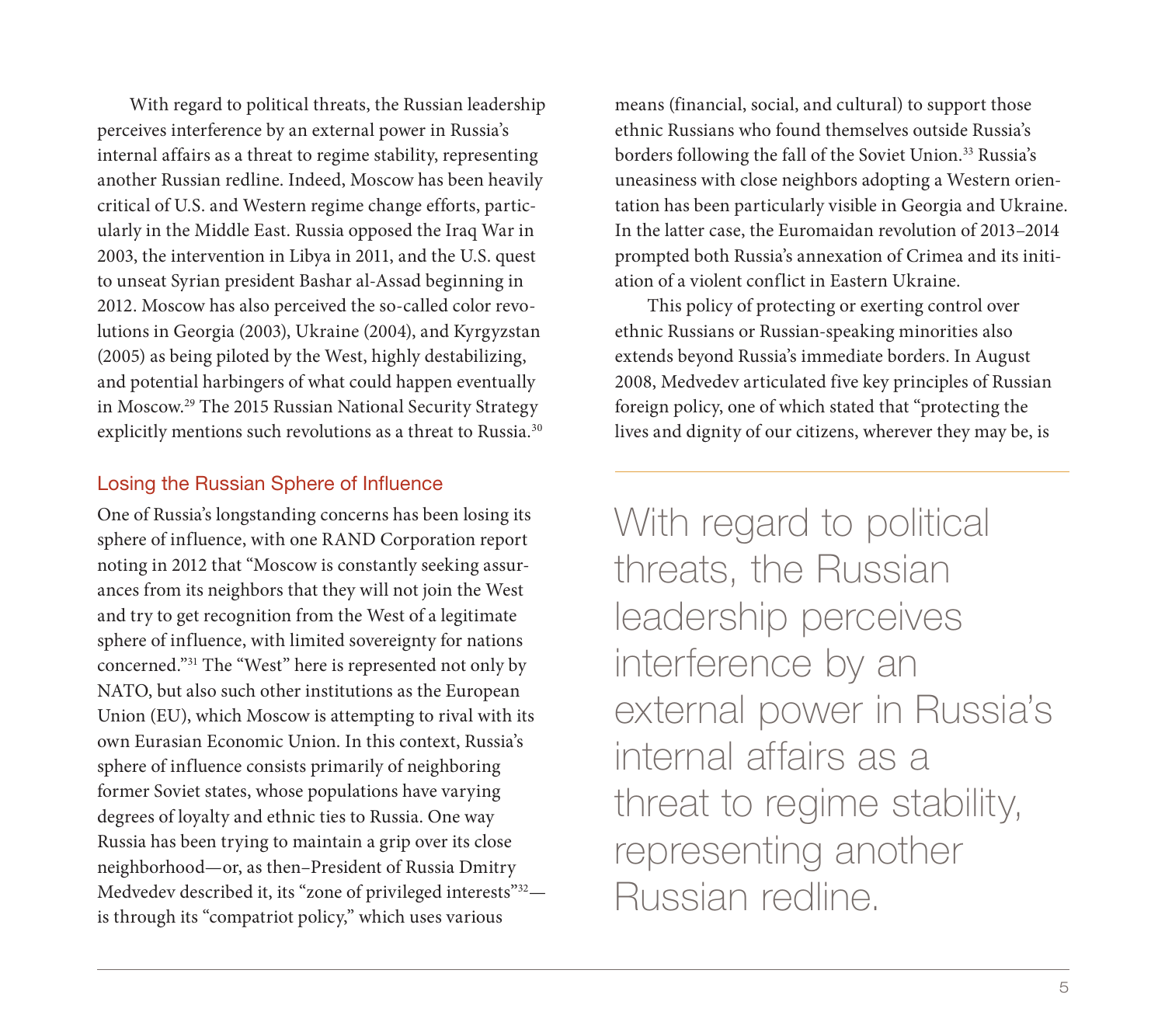With regard to political threats, the Russian leadership perceives interference by an external power in Russia's internal affairs as a threat to regime stability, representing another Russian redline. Indeed, Moscow has been heavily critical of U.S. and Western regime change efforts, particularly in the Middle East. Russia opposed the Iraq War in 2003, the intervention in Libya in 2011, and the U.S. quest to unseat Syrian president Bashar al-Assad beginning in 2012. Moscow has also perceived the so-called color revolutions in Georgia (2003), Ukraine (2004), and Kyrgyzstan (2005) as being piloted by the West, highly destabilizing, and potential harbingers of what could happen eventually in Moscow.[29] The 2015 Russian National Security Strategy explicitly mentions such revolutions as a threat to Russia.[30]

## Losing the Russian Sphere of Influence

One of Russia's longstanding concerns has been losing its sphere of influence, with one RAND Corporation report noting in 2012 that "Moscow is constantly seeking assurances from its neighbors that they will not join the West and try to get recognition from the West of a legitimate sphere of influence, with limited sovereignty for nations concerned."[31] The "West" here is represented not only by NATO, but also such other institutions as the European Union (EU), which Moscow is attempting to rival with its own Eurasian Economic Union. In this context, Russia's sphere of influence consists primarily of neighboring former Soviet states, whose populations have varying degrees of loyalty and ethnic ties to Russia. One way Russia has been trying to maintain a grip over its close neighborhood—or, as then–President of Russia Dmitry Medvedev described it, its "zone of privileged interests"[32]—is through its "compatriot policy," which uses various means (financial, social, and cultural) to support those ethnic Russians who found themselves outside Russia's borders following the fall of the Soviet Union.[33] Russia's uneasiness with close neighbors adopting a Western orientation has been particularly visible in Georgia and Ukraine. In the latter case, the Euromaidan revolution of 2013–2014 prompted both Russia's annexation of Crimea and its initiation of a violent conflict in Eastern Ukraine.

This policy of protecting or exerting control over ethnic Russians or Russian-speaking minorities also extends beyond Russia's immediate borders. In August 2008, Medvedev articulated five key principles of Russian foreign policy, one of which stated that "protecting the lives and dignity of our citizens, wherever they may be, is

> With regard to political threats, the Russian leadership perceives interference by an external power in Russia's internal affairs as a threat to regime stability, representing another Russian redline.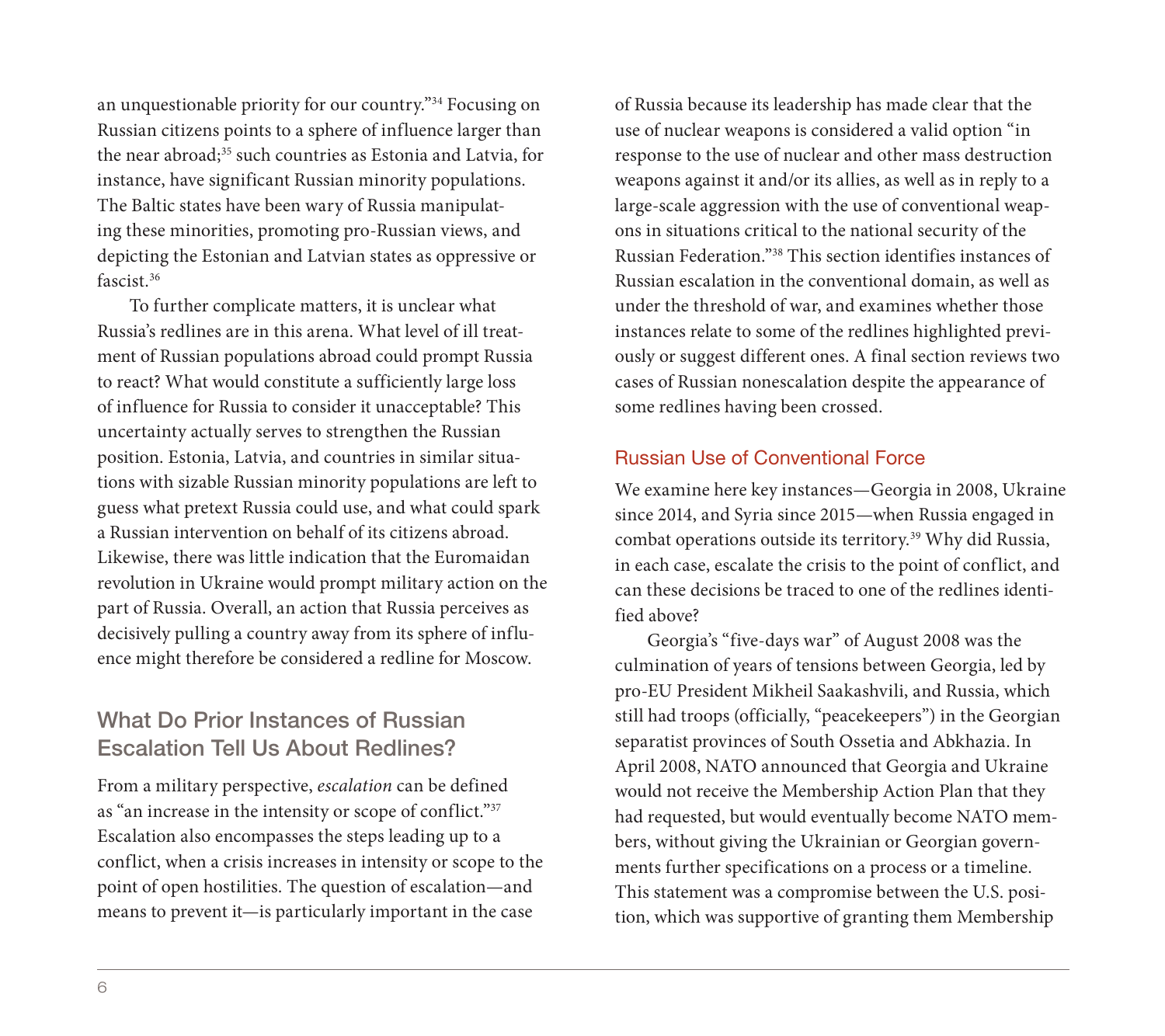an unquestionable priority for our country."[34] Focusing on Russian citizens points to a sphere of influence larger than the near abroad;[35] such countries as Estonia and Latvia, for instance, have significant Russian minority populations. The Baltic states have been wary of Russia manipulating these minorities, promoting pro-Russian views, and depicting the Estonian and Latvian states as oppressive or fascist.[36]

To further complicate matters, it is unclear what Russia's redlines are in this arena. What level of ill treatment of Russian populations abroad could prompt Russia to react? What would constitute a sufficiently large loss of influence for Russia to consider it unacceptable? This uncertainty actually serves to strengthen the Russian position. Estonia, Latvia, and countries in similar situations with sizable Russian minority populations are left to guess what pretext Russia could use, and what could spark a Russian intervention on behalf of its citizens abroad. Likewise, there was little indication that the Euromaidan revolution in Ukraine would prompt military action on the part of Russia. Overall, an action that Russia perceives as decisively pulling a country away from its sphere of influence might therefore be considered a redline for Moscow.

## What Do Prior Instances of Russian Escalation Tell Us About Redlines?

From a military perspective, *escalation* can be defined as "an increase in the intensity or scope of conflict."[37] Escalation also encompasses the steps leading up to a conflict, when a crisis increases in intensity or scope to the point of open hostilities. The question of escalation—and means to prevent it—is particularly important in the case of Russia because its leadership has made clear that the use of nuclear weapons is considered a valid option "in response to the use of nuclear and other mass destruction weapons against it and/or its allies, as well as in reply to a large-scale aggression with the use of conventional weapons in situations critical to the national security of the Russian Federation."[38] This section identifies instances of Russian escalation in the conventional domain, as well as under the threshold of war, and examines whether those instances relate to some of the redlines highlighted previously or suggest different ones. A final section reviews two cases of Russian nonescalation despite the appearance of some redlines having been crossed.

### Russian Use of Conventional Force

We examine here key instances—Georgia in 2008, Ukraine since 2014, and Syria since 2015—when Russia engaged in combat operations outside its territory.[39] Why did Russia, in each case, escalate the crisis to the point of conflict, and can these decisions be traced to one of the redlines identified above?

Georgia's "five-days war" of August 2008 was the culmination of years of tensions between Georgia, led by pro-EU President Mikheil Saakashvili, and Russia, which still had troops (officially, "peacekeepers") in the Georgian separatist provinces of South Ossetia and Abkhazia. In April 2008, NATO announced that Georgia and Ukraine would not receive the Membership Action Plan that they had requested, but would eventually become NATO members, without giving the Ukrainian or Georgian governments further specifications on a process or a timeline. This statement was a compromise between the U.S. position, which was supportive of granting them Membership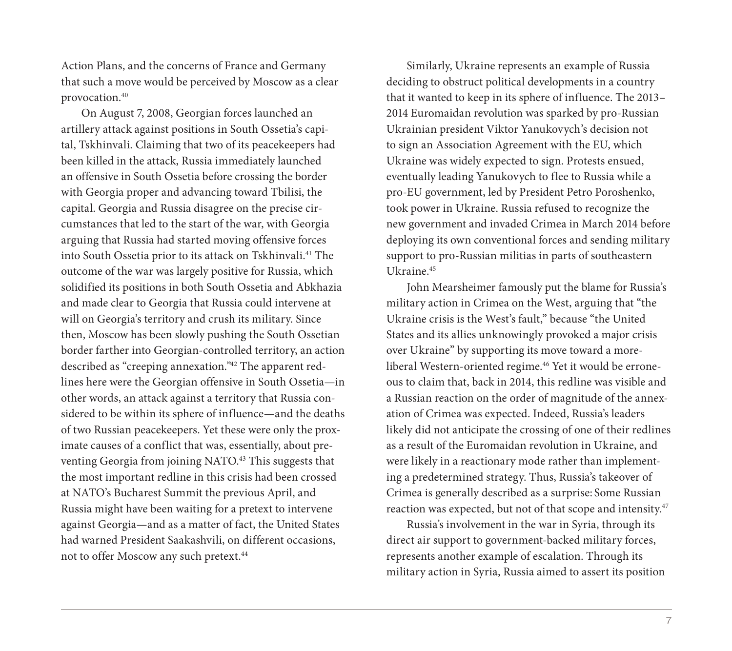Action Plans, and the concerns of France and Germany that such a move would be perceived by Moscow as a clear provocation.[40]

On August 7, 2008, Georgian forces launched an artillery attack against positions in South Ossetia's capital, Tskhinvali. Claiming that two of its peacekeepers had been killed in the attack, Russia immediately launched an offensive in South Ossetia before crossing the border with Georgia proper and advancing toward Tbilisi, the capital. Georgia and Russia disagree on the precise circumstances that led to the start of the war, with Georgia arguing that Russia had started moving offensive forces into South Ossetia prior to its attack on Tskhinvali.[41] The outcome of the war was largely positive for Russia, which solidified its positions in both South Ossetia and Abkhazia and made clear to Georgia that Russia could intervene at will on Georgia's territory and crush its military. Since then, Moscow has been slowly pushing the South Ossetian border farther into Georgian-controlled territory, an action described as "creeping annexation."[42] The apparent redlines here were the Georgian offensive in South Ossetia—in other words, an attack against a territory that Russia considered to be within its sphere of influence—and the deaths of two Russian peacekeepers. Yet these were only the proximate causes of a conflict that was, essentially, about preventing Georgia from joining NATO.[43] This suggests that the most important redline in this crisis had been crossed at NATO's Bucharest Summit the previous April, and Russia might have been waiting for a pretext to intervene against Georgia—and as a matter of fact, the United States had warned President Saakashvili, on different occasions, not to offer Moscow any such pretext.[44]

Similarly, Ukraine represents an example of Russia deciding to obstruct political developments in a country that it wanted to keep in its sphere of influence. The 2013–2014 Euromaidan revolution was sparked by pro-Russian Ukrainian president Viktor Yanukovych's decision not to sign an Association Agreement with the EU, which Ukraine was widely expected to sign. Protests ensued, eventually leading Yanukovych to flee to Russia while a pro-EU government, led by President Petro Poroshenko, took power in Ukraine. Russia refused to recognize the new government and invaded Crimea in March 2014 before deploying its own conventional forces and sending military support to pro-Russian militias in parts of southeastern Ukraine.[45]

John Mearsheimer famously put the blame for Russia's military action in Crimea on the West, arguing that "the Ukraine crisis is the West's fault," because "the United States and its allies unknowingly provoked a major crisis over Ukraine" by supporting its move toward a more-liberal Western-oriented regime.[46] Yet it would be erroneous to claim that, back in 2014, this redline was visible and a Russian reaction on the order of magnitude of the annexation of Crimea was expected. Indeed, Russia's leaders likely did not anticipate the crossing of one of their redlines as a result of the Euromaidan revolution in Ukraine, and were likely in a reactionary mode rather than implementing a predetermined strategy. Thus, Russia's takeover of Crimea is generally described as a surprise: Some Russian reaction was expected, but not of that scope and intensity.[47]

Russia's involvement in the war in Syria, through its direct air support to government-backed military forces, represents another example of escalation. Through its military action in Syria, Russia aimed to assert its position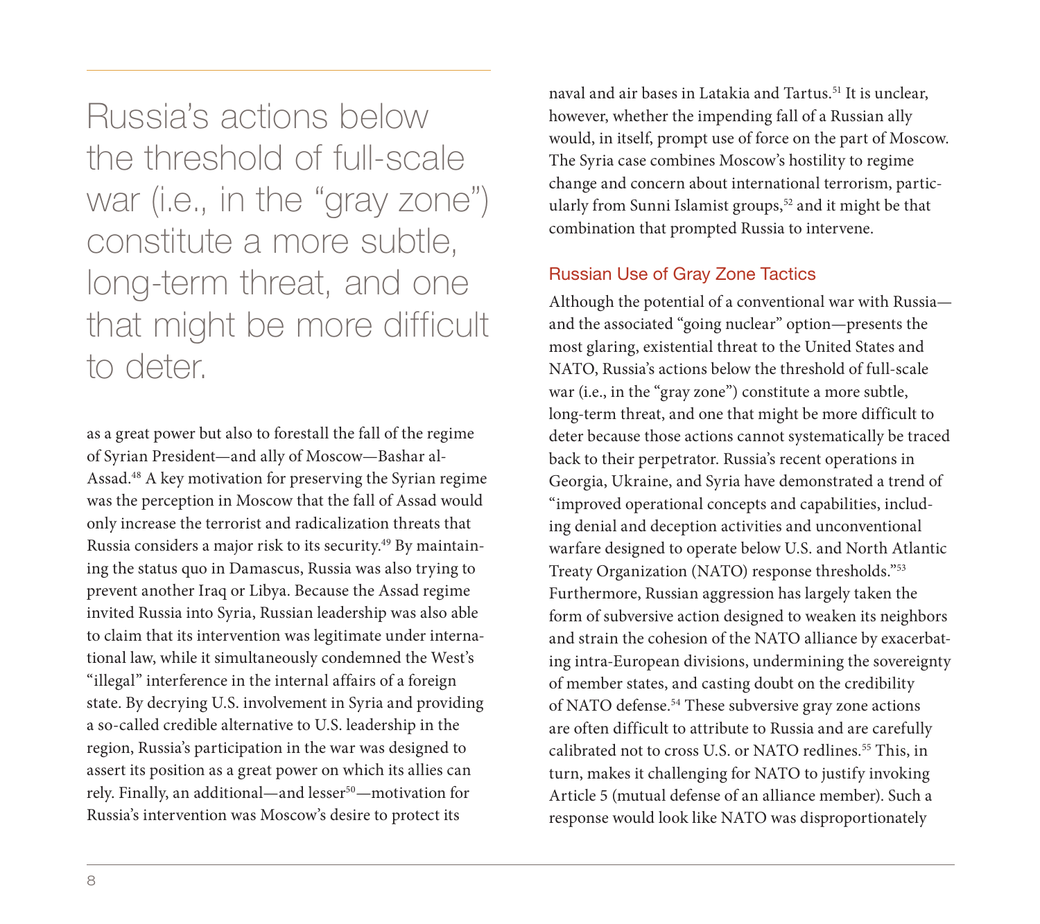> Russia's actions below the threshold of full-scale war (i.e., in the "gray zone") constitute a more subtle, long-term threat, and one that might be more difficult to deter.

as a great power but also to forestall the fall of the regime of Syrian President—and ally of Moscow—Bashar al-Assad.[48] A key motivation for preserving the Syrian regime was the perception in Moscow that the fall of Assad would only increase the terrorist and radicalization threats that Russia considers a major risk to its security.[49] By maintaining the status quo in Damascus, Russia was also trying to prevent another Iraq or Libya. Because the Assad regime invited Russia into Syria, Russian leadership was also able to claim that its intervention was legitimate under international law, while it simultaneously condemned the West's "illegal" interference in the internal affairs of a foreign state. By decrying U.S. involvement in Syria and providing a so-called credible alternative to U.S. leadership in the region, Russia's participation in the war was designed to assert its position as a great power on which its allies can rely. Finally, an additional—and lesser[50]—motivation for Russia's intervention was Moscow's desire to protect its naval and air bases in Latakia and Tartus.[51] It is unclear, however, whether the impending fall of a Russian ally would, in itself, prompt use of force on the part of Moscow. The Syria case combines Moscow's hostility to regime change and concern about international terrorism, particularly from Sunni Islamist groups,[52] and it might be that combination that prompted Russia to intervene.

## Russian Use of Gray Zone Tactics

Although the potential of a conventional war with Russia—and the associated "going nuclear" option—presents the most glaring, existential threat to the United States and NATO, Russia's actions below the threshold of full-scale war (i.e., in the "gray zone") constitute a more subtle, long-term threat, and one that might be more difficult to deter because those actions cannot systematically be traced back to their perpetrator. Russia's recent operations in Georgia, Ukraine, and Syria have demonstrated a trend of "improved operational concepts and capabilities, including denial and deception activities and unconventional warfare designed to operate below U.S. and North Atlantic Treaty Organization (NATO) response thresholds."[53] Furthermore, Russian aggression has largely taken the form of subversive action designed to weaken its neighbors and strain the cohesion of the NATO alliance by exacerbating intra-European divisions, undermining the sovereignty of member states, and casting doubt on the credibility of NATO defense.[54] These subversive gray zone actions are often difficult to attribute to Russia and are carefully calibrated not to cross U.S. or NATO redlines.[55] This, in turn, makes it challenging for NATO to justify invoking Article 5 (mutual defense of an alliance member). Such a response would look like NATO was disproportionately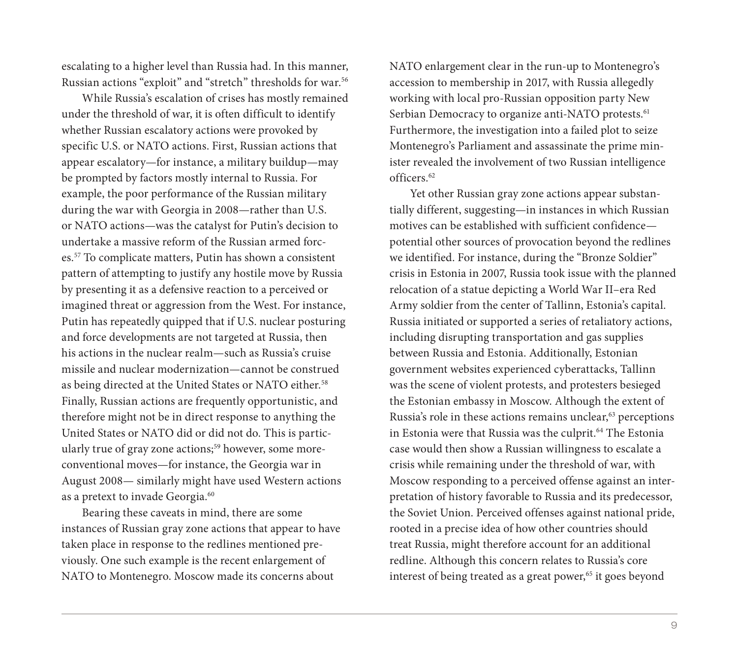escalating to a higher level than Russia had. In this manner, Russian actions "exploit" and "stretch" thresholds for war.[56]

While Russia's escalation of crises has mostly remained under the threshold of war, it is often difficult to identify whether Russian escalatory actions were provoked by specific U.S. or NATO actions. First, Russian actions that appear escalatory—for instance, a military buildup—may be prompted by factors mostly internal to Russia. For example, the poor performance of the Russian military during the war with Georgia in 2008—rather than U.S. or NATO actions—was the catalyst for Putin's decision to undertake a massive reform of the Russian armed forces.[57] To complicate matters, Putin has shown a consistent pattern of attempting to justify any hostile move by Russia by presenting it as a defensive reaction to a perceived or imagined threat or aggression from the West. For instance, Putin has repeatedly quipped that if U.S. nuclear posturing and force developments are not targeted at Russia, then his actions in the nuclear realm—such as Russia's cruise missile and nuclear modernization—cannot be construed as being directed at the United States or NATO either.[58] Finally, Russian actions are frequently opportunistic, and therefore might not be in direct response to anything the United States or NATO did or did not do. This is particularly true of gray zone actions;[59] however, some more-conventional moves—for instance, the Georgia war in August 2008— similarly might have used Western actions as a pretext to invade Georgia.[60]

Bearing these caveats in mind, there are some instances of Russian gray zone actions that appear to have taken place in response to the redlines mentioned previously. One such example is the recent enlargement of NATO to Montenegro. Moscow made its concerns about NATO enlargement clear in the run-up to Montenegro's accession to membership in 2017, with Russia allegedly working with local pro-Russian opposition party New Serbian Democracy to organize anti-NATO protests.[61] Furthermore, the investigation into a failed plot to seize Montenegro's Parliament and assassinate the prime minister revealed the involvement of two Russian intelligence officers.[62]

Yet other Russian gray zone actions appear substantially different, suggesting—in instances in which Russian motives can be established with sufficient confidence—potential other sources of provocation beyond the redlines we identified. For instance, during the "Bronze Soldier" crisis in Estonia in 2007, Russia took issue with the planned relocation of a statue depicting a World War II–era Red Army soldier from the center of Tallinn, Estonia's capital. Russia initiated or supported a series of retaliatory actions, including disrupting transportation and gas supplies between Russia and Estonia. Additionally, Estonian government websites experienced cyberattacks, Tallinn was the scene of violent protests, and protesters besieged the Estonian embassy in Moscow. Although the extent of Russia's role in these actions remains unclear,[63] perceptions in Estonia were that Russia was the culprit.[64] The Estonia case would then show a Russian willingness to escalate a crisis while remaining under the threshold of war, with Moscow responding to a perceived offense against an interpretation of history favorable to Russia and its predecessor, the Soviet Union. Perceived offenses against national pride, rooted in a precise idea of how other countries should treat Russia, might therefore account for an additional redline. Although this concern relates to Russia's core interest of being treated as a great power,[65] it goes beyond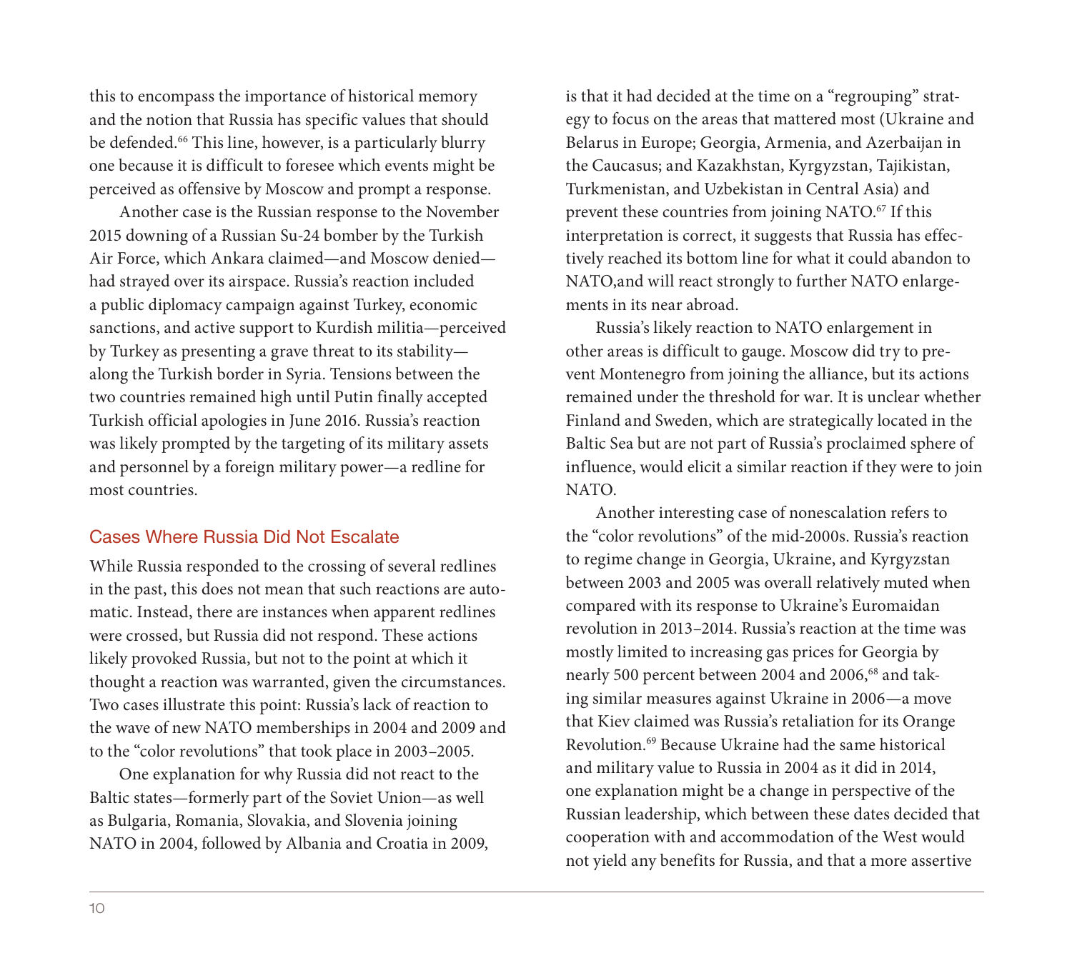this to encompass the importance of historical memory and the notion that Russia has specific values that should be defended.[66] This line, however, is a particularly blurry one because it is difficult to foresee which events might be perceived as offensive by Moscow and prompt a response.

Another case is the Russian response to the November 2015 downing of a Russian Su-24 bomber by the Turkish Air Force, which Ankara claimed—and Moscow denied—had strayed over its airspace. Russia's reaction included a public diplomacy campaign against Turkey, economic sanctions, and active support to Kurdish militia—perceived by Turkey as presenting a grave threat to its stability—along the Turkish border in Syria. Tensions between the two countries remained high until Putin finally accepted Turkish official apologies in June 2016. Russia's reaction was likely prompted by the targeting of its military assets and personnel by a foreign military power—a redline for most countries.

## Cases Where Russia Did Not Escalate

While Russia responded to the crossing of several redlines in the past, this does not mean that such reactions are automatic. Instead, there are instances when apparent redlines were crossed, but Russia did not respond. These actions likely provoked Russia, but not to the point at which it thought a reaction was warranted, given the circumstances. Two cases illustrate this point: Russia's lack of reaction to the wave of new NATO memberships in 2004 and 2009 and to the "color revolutions" that took place in 2003–2005.

One explanation for why Russia did not react to the Baltic states—formerly part of the Soviet Union—as well as Bulgaria, Romania, Slovakia, and Slovenia joining NATO in 2004, followed by Albania and Croatia in 2009, is that it had decided at the time on a "regrouping" strategy to focus on the areas that mattered most (Ukraine and Belarus in Europe; Georgia, Armenia, and Azerbaijan in the Caucasus; and Kazakhstan, Kyrgyzstan, Tajikistan, Turkmenistan, and Uzbekistan in Central Asia) and prevent these countries from joining NATO.[67] If this interpretation is correct, it suggests that Russia has effectively reached its bottom line for what it could abandon to NATO,and will react strongly to further NATO enlargements in its near abroad.

Russia's likely reaction to NATO enlargement in other areas is difficult to gauge. Moscow did try to prevent Montenegro from joining the alliance, but its actions remained under the threshold for war. It is unclear whether Finland and Sweden, which are strategically located in the Baltic Sea but are not part of Russia's proclaimed sphere of influence, would elicit a similar reaction if they were to join NATO.

Another interesting case of nonescalation refers to the "color revolutions" of the mid-2000s. Russia's reaction to regime change in Georgia, Ukraine, and Kyrgyzstan between 2003 and 2005 was overall relatively muted when compared with its response to Ukraine's Euromaidan revolution in 2013–2014. Russia's reaction at the time was mostly limited to increasing gas prices for Georgia by nearly 500 percent between 2004 and 2006,[68] and taking similar measures against Ukraine in 2006—a move that Kiev claimed was Russia's retaliation for its Orange Revolution.[69] Because Ukraine had the same historical and military value to Russia in 2004 as it did in 2014, one explanation might be a change in perspective of the Russian leadership, which between these dates decided that cooperation with and accommodation of the West would not yield any benefits for Russia, and that a more assertive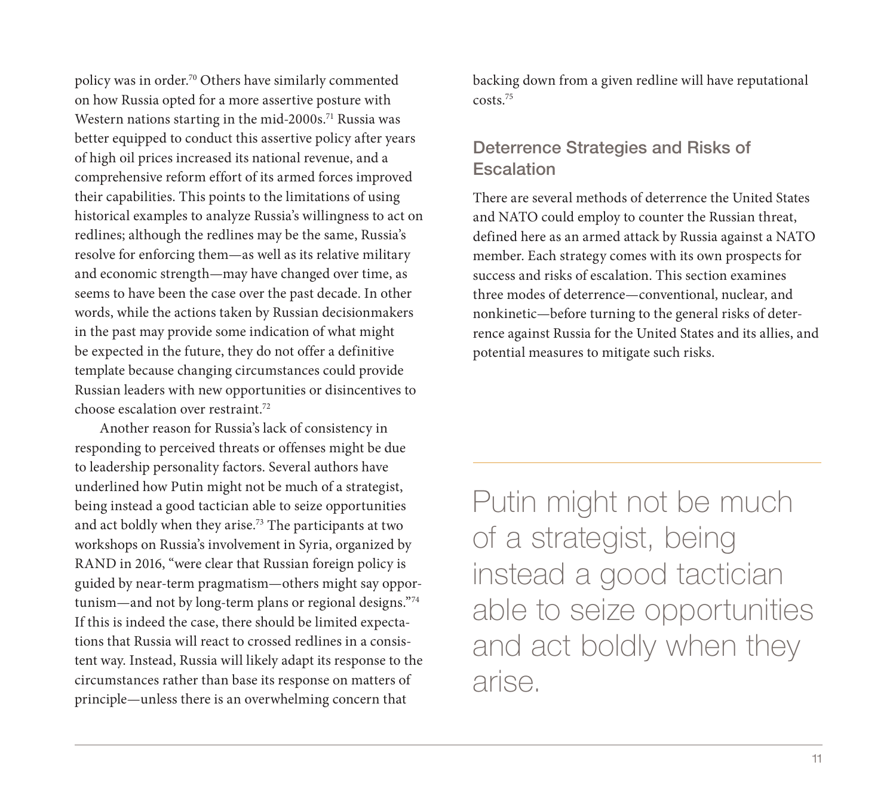policy was in order.[70] Others have similarly commented on how Russia opted for a more assertive posture with Western nations starting in the mid-2000s.[71] Russia was better equipped to conduct this assertive policy after years of high oil prices increased its national revenue, and a comprehensive reform effort of its armed forces improved their capabilities. This points to the limitations of using historical examples to analyze Russia's willingness to act on redlines; although the redlines may be the same, Russia's resolve for enforcing them—as well as its relative military and economic strength—may have changed over time, as seems to have been the case over the past decade. In other words, while the actions taken by Russian decisionmakers in the past may provide some indication of what might be expected in the future, they do not offer a definitive template because changing circumstances could provide Russian leaders with new opportunities or disincentives to choose escalation over restraint.[72]

Another reason for Russia's lack of consistency in responding to perceived threats or offenses might be due to leadership personality factors. Several authors have underlined how Putin might not be much of a strategist, being instead a good tactician able to seize opportunities and act boldly when they arise.[73] The participants at two workshops on Russia's involvement in Syria, organized by RAND in 2016, "were clear that Russian foreign policy is guided by near-term pragmatism—others might say opportunism—and not by long-term plans or regional designs."[74] If this is indeed the case, there should be limited expectations that Russia will react to crossed redlines in a consistent way. Instead, Russia will likely adapt its response to the circumstances rather than base its response on matters of principle—unless there is an overwhelming concern that backing down from a given redline will have reputational costs.[75]

## Deterrence Strategies and Risks of Escalation

There are several methods of deterrence the United States and NATO could employ to counter the Russian threat, defined here as an armed attack by Russia against a NATO member. Each strategy comes with its own prospects for success and risks of escalation. This section examines three modes of deterrence—conventional, nuclear, and nonkinetic—before turning to the general risks of deterrence against Russia for the United States and its allies, and potential measures to mitigate such risks.

> Putin might not be much of a strategist, being instead a good tactician able to seize opportunities and act boldly when they arise.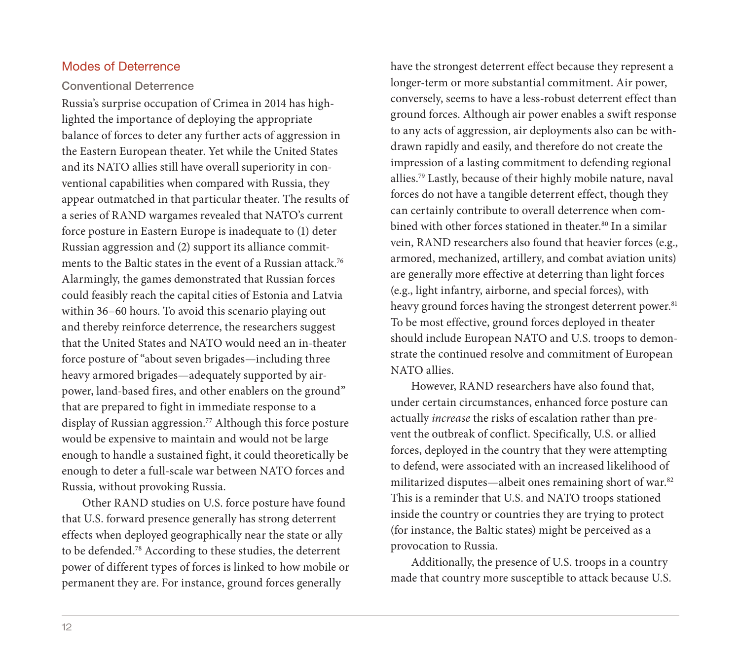## Modes of Deterrence

### Conventional Deterrence

Russia's surprise occupation of Crimea in 2014 has highlighted the importance of deploying the appropriate balance of forces to deter any further acts of aggression in the Eastern European theater. Yet while the United States and its NATO allies still have overall superiority in conventional capabilities when compared with Russia, they appear outmatched in that particular theater. The results of a series of RAND wargames revealed that NATO's current force posture in Eastern Europe is inadequate to (1) deter Russian aggression and (2) support its alliance commitments to the Baltic states in the event of a Russian attack.[76] Alarmingly, the games demonstrated that Russian forces could feasibly reach the capital cities of Estonia and Latvia within 36–60 hours. To avoid this scenario playing out and thereby reinforce deterrence, the researchers suggest that the United States and NATO would need an in-theater force posture of "about seven brigades—including three heavy armored brigades—adequately supported by airpower, land-based fires, and other enablers on the ground" that are prepared to fight in immediate response to a display of Russian aggression.[77] Although this force posture would be expensive to maintain and would not be large enough to handle a sustained fight, it could theoretically be enough to deter a full-scale war between NATO forces and Russia, without provoking Russia.

Other RAND studies on U.S. force posture have found that U.S. forward presence generally has strong deterrent effects when deployed geographically near the state or ally to be defended.[78] According to these studies, the deterrent power of different types of forces is linked to how mobile or permanent they are. For instance, ground forces generally have the strongest deterrent effect because they represent a longer-term or more substantial commitment. Air power, conversely, seems to have a less-robust deterrent effect than ground forces. Although air power enables a swift response to any acts of aggression, air deployments also can be withdrawn rapidly and easily, and therefore do not create the impression of a lasting commitment to defending regional allies.[79] Lastly, because of their highly mobile nature, naval forces do not have a tangible deterrent effect, though they can certainly contribute to overall deterrence when combined with other forces stationed in theater.[80] In a similar vein, RAND researchers also found that heavier forces (e.g., armored, mechanized, artillery, and combat aviation units) are generally more effective at deterring than light forces (e.g., light infantry, airborne, and special forces), with heavy ground forces having the strongest deterrent power.[81] To be most effective, ground forces deployed in theater should include European NATO and U.S. troops to demonstrate the continued resolve and commitment of European NATO allies.

However, RAND researchers have also found that, under certain circumstances, enhanced force posture can actually *increase* the risks of escalation rather than prevent the outbreak of conflict. Specifically, U.S. or allied forces, deployed in the country that they were attempting to defend, were associated with an increased likelihood of militarized disputes—albeit ones remaining short of war.[82] This is a reminder that U.S. and NATO troops stationed inside the country or countries they are trying to protect (for instance, the Baltic states) might be perceived as a provocation to Russia.

Additionally, the presence of U.S. troops in a country made that country more susceptible to attack because U.S.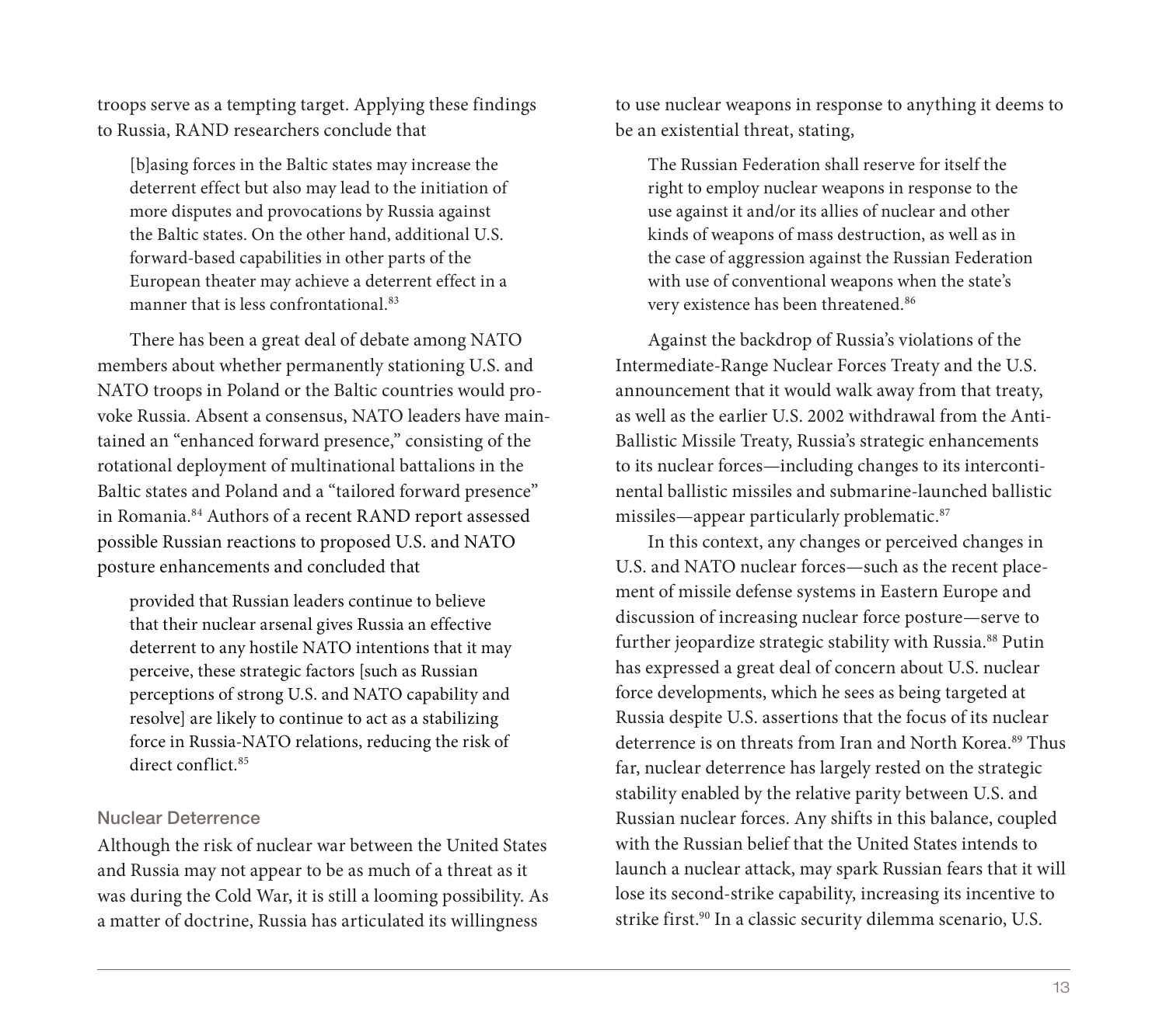troops serve as a tempting target. Applying these findings to Russia, RAND researchers conclude that

> [b]asing forces in the Baltic states may increase the deterrent effect but also may lead to the initiation of more disputes and provocations by Russia against the Baltic states. On the other hand, additional U.S. forward-based capabilities in other parts of the European theater may achieve a deterrent effect in a manner that is less confrontational.[83]

There has been a great deal of debate among NATO members about whether permanently stationing U.S. and NATO troops in Poland or the Baltic countries would provoke Russia. Absent a consensus, NATO leaders have maintained an "enhanced forward presence," consisting of the rotational deployment of multinational battalions in the Baltic states and Poland and a "tailored forward presence" in Romania.[84] Authors of a recent RAND report assessed possible Russian reactions to proposed U.S. and NATO posture enhancements and concluded that

> provided that Russian leaders continue to believe that their nuclear arsenal gives Russia an effective deterrent to any hostile NATO intentions that it may perceive, these strategic factors [such as Russian perceptions of strong U.S. and NATO capability and resolve] are likely to continue to act as a stabilizing force in Russia-NATO relations, reducing the risk of direct conflict.[85]

### Nuclear Deterrence

Although the risk of nuclear war between the United States and Russia may not appear to be as much of a threat as it was during the Cold War, it is still a looming possibility. As a matter of doctrine, Russia has articulated its willingness to use nuclear weapons in response to anything it deems to be an existential threat, stating,

> The Russian Federation shall reserve for itself the right to employ nuclear weapons in response to the use against it and/or its allies of nuclear and other kinds of weapons of mass destruction, as well as in the case of aggression against the Russian Federation with use of conventional weapons when the state's very existence has been threatened.[86]

Against the backdrop of Russia's violations of the Intermediate-Range Nuclear Forces Treaty and the U.S. announcement that it would walk away from that treaty, as well as the earlier U.S. 2002 withdrawal from the Anti-Ballistic Missile Treaty, Russia's strategic enhancements to its nuclear forces—including changes to its intercontinental ballistic missiles and submarine-launched ballistic missiles—appear particularly problematic.[87]

In this context, any changes or perceived changes in U.S. and NATO nuclear forces—such as the recent placement of missile defense systems in Eastern Europe and discussion of increasing nuclear force posture—serve to further jeopardize strategic stability with Russia.[88] Putin has expressed a great deal of concern about U.S. nuclear force developments, which he sees as being targeted at Russia despite U.S. assertions that the focus of its nuclear deterrence is on threats from Iran and North Korea.[89] Thus far, nuclear deterrence has largely rested on the strategic stability enabled by the relative parity between U.S. and Russian nuclear forces. Any shifts in this balance, coupled with the Russian belief that the United States intends to launch a nuclear attack, may spark Russian fears that it will lose its second-strike capability, increasing its incentive to strike first.[90] In a classic security dilemma scenario, U.S.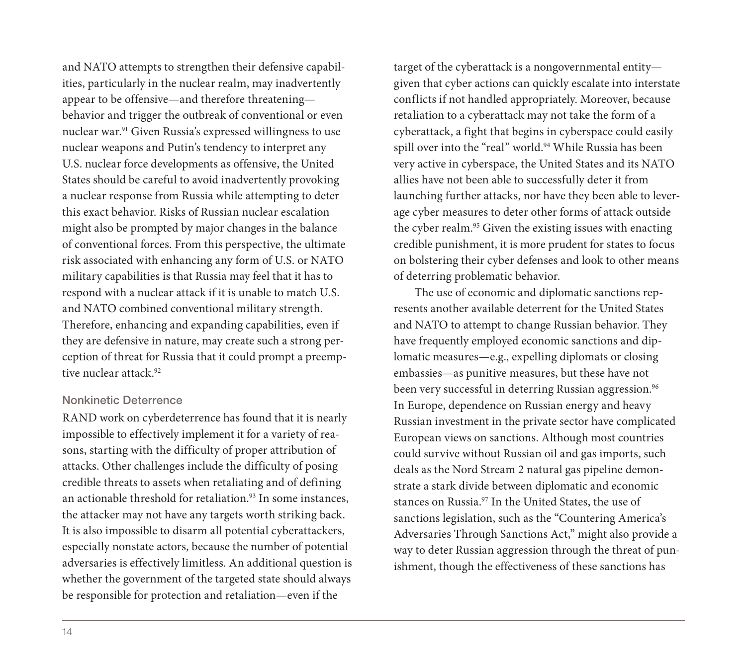and NATO attempts to strengthen their defensive capabilities, particularly in the nuclear realm, may inadvertently appear to be offensive—and therefore threatening—behavior and trigger the outbreak of conventional or even nuclear war.[91] Given Russia's expressed willingness to use nuclear weapons and Putin's tendency to interpret any U.S. nuclear force developments as offensive, the United States should be careful to avoid inadvertently provoking a nuclear response from Russia while attempting to deter this exact behavior. Risks of Russian nuclear escalation might also be prompted by major changes in the balance of conventional forces. From this perspective, the ultimate risk associated with enhancing any form of U.S. or NATO military capabilities is that Russia may feel that it has to respond with a nuclear attack if it is unable to match U.S. and NATO combined conventional military strength. Therefore, enhancing and expanding capabilities, even if they are defensive in nature, may create such a strong perception of threat for Russia that it could prompt a preemptive nuclear attack.[92]

### Nonkinetic Deterrence

RAND work on cyberdeterrence has found that it is nearly impossible to effectively implement it for a variety of reasons, starting with the difficulty of proper attribution of attacks. Other challenges include the difficulty of posing credible threats to assets when retaliating and of defining an actionable threshold for retaliation.[93] In some instances, the attacker may not have any targets worth striking back. It is also impossible to disarm all potential cyberattackers, especially nonstate actors, because the number of potential adversaries is effectively limitless. An additional question is whether the government of the targeted state should always be responsible for protection and retaliation—even if the target of the cyberattack is a nongovernmental entity—given that cyber actions can quickly escalate into interstate conflicts if not handled appropriately. Moreover, because retaliation to a cyberattack may not take the form of a cyberattack, a fight that begins in cyberspace could easily spill over into the "real" world.[94] While Russia has been very active in cyberspace, the United States and its NATO allies have not been able to successfully deter it from launching further attacks, nor have they been able to leverage cyber measures to deter other forms of attack outside the cyber realm.[95] Given the existing issues with enacting credible punishment, it is more prudent for states to focus on bolstering their cyber defenses and look to other means of deterring problematic behavior.

The use of economic and diplomatic sanctions represents another available deterrent for the United States and NATO to attempt to change Russian behavior. They have frequently employed economic sanctions and diplomatic measures—e.g., expelling diplomats or closing embassies—as punitive measures, but these have not been very successful in deterring Russian aggression.[96] In Europe, dependence on Russian energy and heavy Russian investment in the private sector have complicated European views on sanctions. Although most countries could survive without Russian oil and gas imports, such deals as the Nord Stream 2 natural gas pipeline demonstrate a stark divide between diplomatic and economic stances on Russia.[97] In the United States, the use of sanctions legislation, such as the "Countering America's Adversaries Through Sanctions Act," might also provide a way to deter Russian aggression through the threat of punishment, though the effectiveness of these sanctions has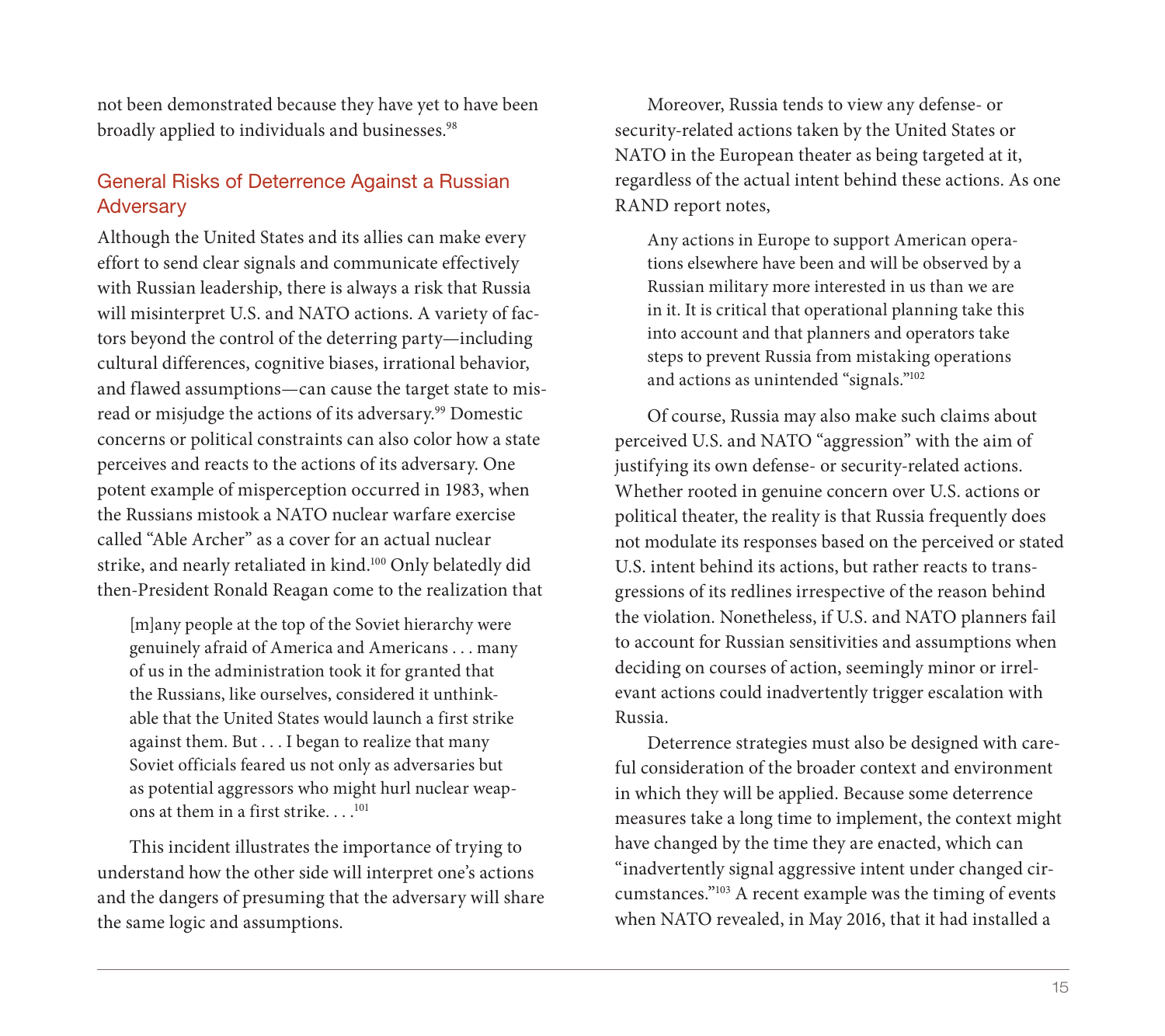not been demonstrated because they have yet to have been broadly applied to individuals and businesses.[98]

## General Risks of Deterrence Against a Russian Adversary

Although the United States and its allies can make every effort to send clear signals and communicate effectively with Russian leadership, there is always a risk that Russia will misinterpret U.S. and NATO actions. A variety of factors beyond the control of the deterring party—including cultural differences, cognitive biases, irrational behavior, and flawed assumptions—can cause the target state to misread or misjudge the actions of its adversary.[99] Domestic concerns or political constraints can also color how a state perceives and reacts to the actions of its adversary. One potent example of misperception occurred in 1983, when the Russians mistook a NATO nuclear warfare exercise called "Able Archer" as a cover for an actual nuclear strike, and nearly retaliated in kind.[100] Only belatedly did then-President Ronald Reagan come to the realization that

> [m]any people at the top of the Soviet hierarchy were genuinely afraid of America and Americans . . . many of us in the administration took it for granted that the Russians, like ourselves, considered it unthinkable that the United States would launch a first strike against them. But . . . I began to realize that many Soviet officials feared us not only as adversaries but as potential aggressors who might hurl nuclear weapons at them in a first strike. . . .[101]

This incident illustrates the importance of trying to understand how the other side will interpret one's actions and the dangers of presuming that the adversary will share the same logic and assumptions.

Moreover, Russia tends to view any defense- or security-related actions taken by the United States or NATO in the European theater as being targeted at it, regardless of the actual intent behind these actions. As one RAND report notes,

> Any actions in Europe to support American operations elsewhere have been and will be observed by a Russian military more interested in us than we are in it. It is critical that operational planning take this into account and that planners and operators take steps to prevent Russia from mistaking operations and actions as unintended "signals."[102]

Of course, Russia may also make such claims about perceived U.S. and NATO "aggression" with the aim of justifying its own defense- or security-related actions. Whether rooted in genuine concern over U.S. actions or political theater, the reality is that Russia frequently does not modulate its responses based on the perceived or stated U.S. intent behind its actions, but rather reacts to transgressions of its redlines irrespective of the reason behind the violation. Nonetheless, if U.S. and NATO planners fail to account for Russian sensitivities and assumptions when deciding on courses of action, seemingly minor or irrelevant actions could inadvertently trigger escalation with Russia.

Deterrence strategies must also be designed with careful consideration of the broader context and environment in which they will be applied. Because some deterrence measures take a long time to implement, the context might have changed by the time they are enacted, which can "inadvertently signal aggressive intent under changed circumstances."[103] A recent example was the timing of events when NATO revealed, in May 2016, that it had installed a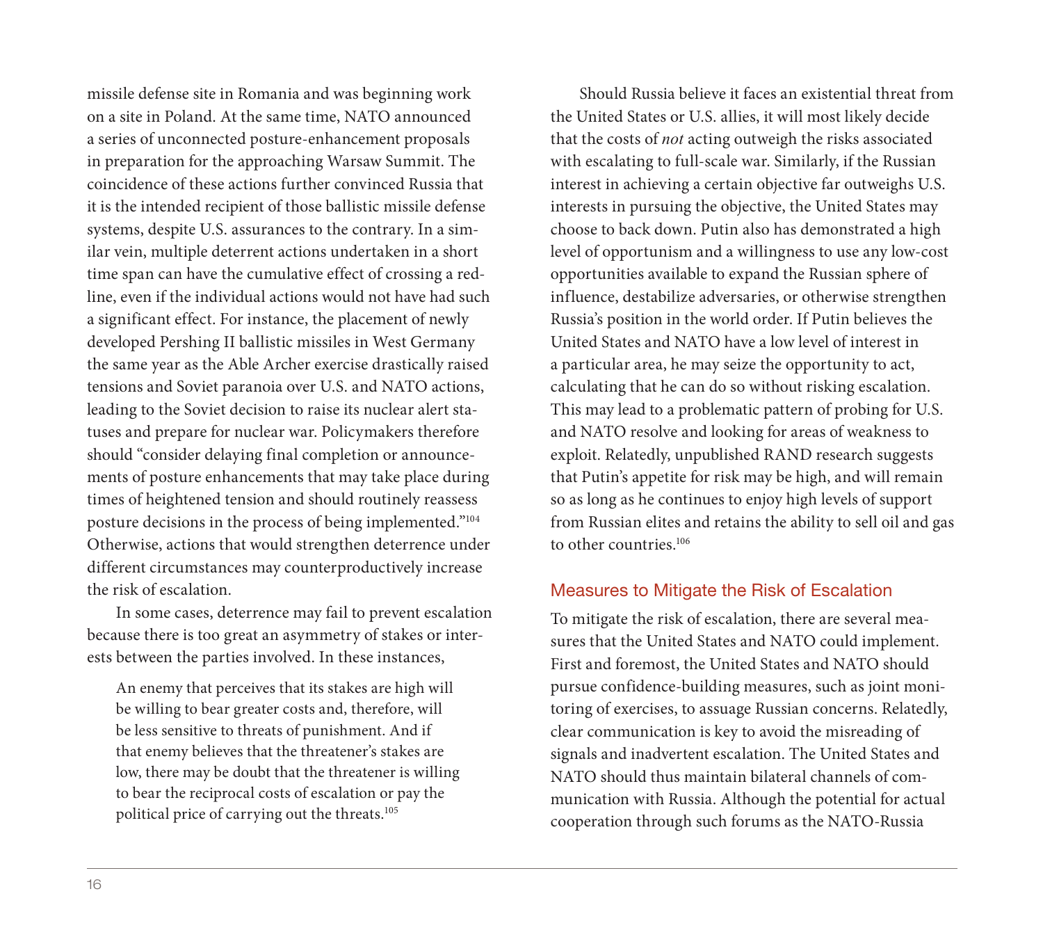missile defense site in Romania and was beginning work on a site in Poland. At the same time, NATO announced a series of unconnected posture-enhancement proposals in preparation for the approaching Warsaw Summit. The coincidence of these actions further convinced Russia that it is the intended recipient of those ballistic missile defense systems, despite U.S. assurances to the contrary. In a similar vein, multiple deterrent actions undertaken in a short time span can have the cumulative effect of crossing a redline, even if the individual actions would not have had such a significant effect. For instance, the placement of newly developed Pershing II ballistic missiles in West Germany the same year as the Able Archer exercise drastically raised tensions and Soviet paranoia over U.S. and NATO actions, leading to the Soviet decision to raise its nuclear alert statuses and prepare for nuclear war. Policymakers therefore should "consider delaying final completion or announcements of posture enhancements that may take place during times of heightened tension and should routinely reassess posture decisions in the process of being implemented."[104] Otherwise, actions that would strengthen deterrence under different circumstances may counterproductively increase the risk of escalation.

In some cases, deterrence may fail to prevent escalation because there is too great an asymmetry of stakes or interests between the parties involved. In these instances,

> An enemy that perceives that its stakes are high will be willing to bear greater costs and, therefore, will be less sensitive to threats of punishment. And if that enemy believes that the threatener's stakes are low, there may be doubt that the threatener is willing to bear the reciprocal costs of escalation or pay the political price of carrying out the threats.[105]

Should Russia believe it faces an existential threat from the United States or U.S. allies, it will most likely decide that the costs of *not* acting outweigh the risks associated with escalating to full-scale war. Similarly, if the Russian interest in achieving a certain objective far outweighs U.S. interests in pursuing the objective, the United States may choose to back down. Putin also has demonstrated a high level of opportunism and a willingness to use any low-cost opportunities available to expand the Russian sphere of influence, destabilize adversaries, or otherwise strengthen Russia's position in the world order. If Putin believes the United States and NATO have a low level of interest in a particular area, he may seize the opportunity to act, calculating that he can do so without risking escalation. This may lead to a problematic pattern of probing for U.S. and NATO resolve and looking for areas of weakness to exploit. Relatedly, unpublished RAND research suggests that Putin's appetite for risk may be high, and will remain so as long as he continues to enjoy high levels of support from Russian elites and retains the ability to sell oil and gas to other countries.[106]

## Measures to Mitigate the Risk of Escalation

To mitigate the risk of escalation, there are several measures that the United States and NATO could implement. First and foremost, the United States and NATO should pursue confidence-building measures, such as joint monitoring of exercises, to assuage Russian concerns. Relatedly, clear communication is key to avoid the misreading of signals and inadvertent escalation. The United States and NATO should thus maintain bilateral channels of communication with Russia. Although the potential for actual cooperation through such forums as the NATO-Russia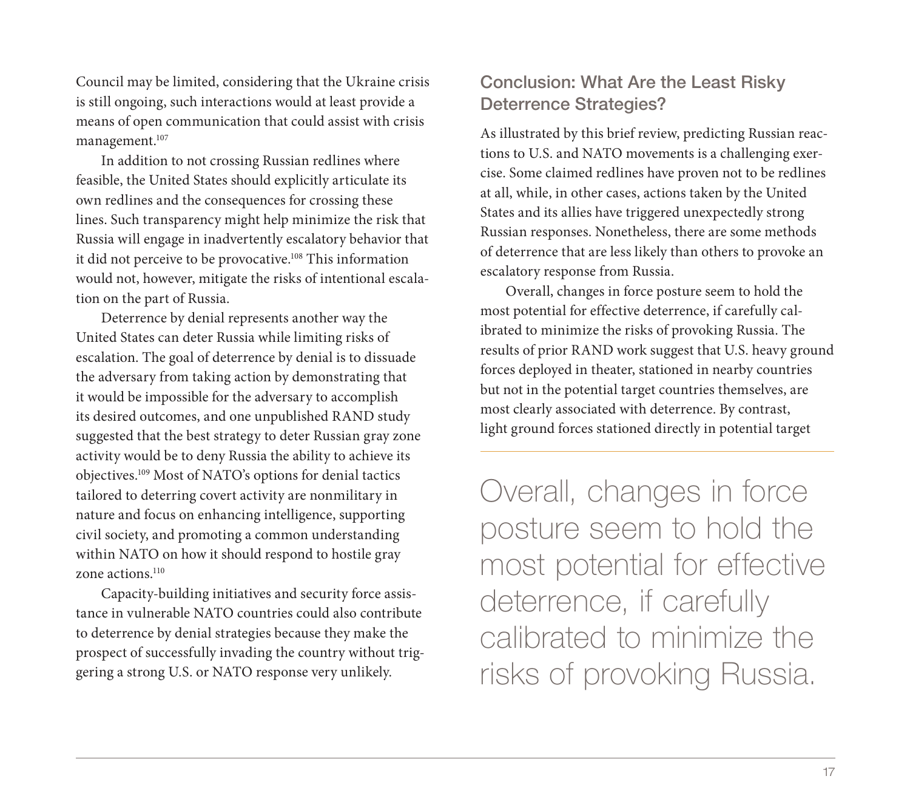Council may be limited, considering that the Ukraine crisis is still ongoing, such interactions would at least provide a means of open communication that could assist with crisis management.[107]

In addition to not crossing Russian redlines where feasible, the United States should explicitly articulate its own redlines and the consequences for crossing these lines. Such transparency might help minimize the risk that Russia will engage in inadvertently escalatory behavior that it did not perceive to be provocative.[108] This information would not, however, mitigate the risks of intentional escalation on the part of Russia.

Deterrence by denial represents another way the United States can deter Russia while limiting risks of escalation. The goal of deterrence by denial is to dissuade the adversary from taking action by demonstrating that it would be impossible for the adversary to accomplish its desired outcomes, and one unpublished RAND study suggested that the best strategy to deter Russian gray zone activity would be to deny Russia the ability to achieve its objectives.[109] Most of NATO's options for denial tactics tailored to deterring covert activity are nonmilitary in nature and focus on enhancing intelligence, supporting civil society, and promoting a common understanding within NATO on how it should respond to hostile gray zone actions.[110]

Capacity-building initiatives and security force assistance in vulnerable NATO countries could also contribute to deterrence by denial strategies because they make the prospect of successfully invading the country without triggering a strong U.S. or NATO response very unlikely.

## Conclusion: What Are the Least Risky Deterrence Strategies?

As illustrated by this brief review, predicting Russian reactions to U.S. and NATO movements is a challenging exercise. Some claimed redlines have proven not to be redlines at all, while, in other cases, actions taken by the United States and its allies have triggered unexpectedly strong Russian responses. Nonetheless, there are some methods of deterrence that are less likely than others to provoke an escalatory response from Russia.

Overall, changes in force posture seem to hold the most potential for effective deterrence, if carefully calibrated to minimize the risks of provoking Russia. The results of prior RAND work suggest that U.S. heavy ground forces deployed in theater, stationed in nearby countries but not in the potential target countries themselves, are most clearly associated with deterrence. By contrast, light ground forces stationed directly in potential target

> Overall, changes in force posture seem to hold the most potential for effective deterrence, if carefully calibrated to minimize the risks of provoking Russia.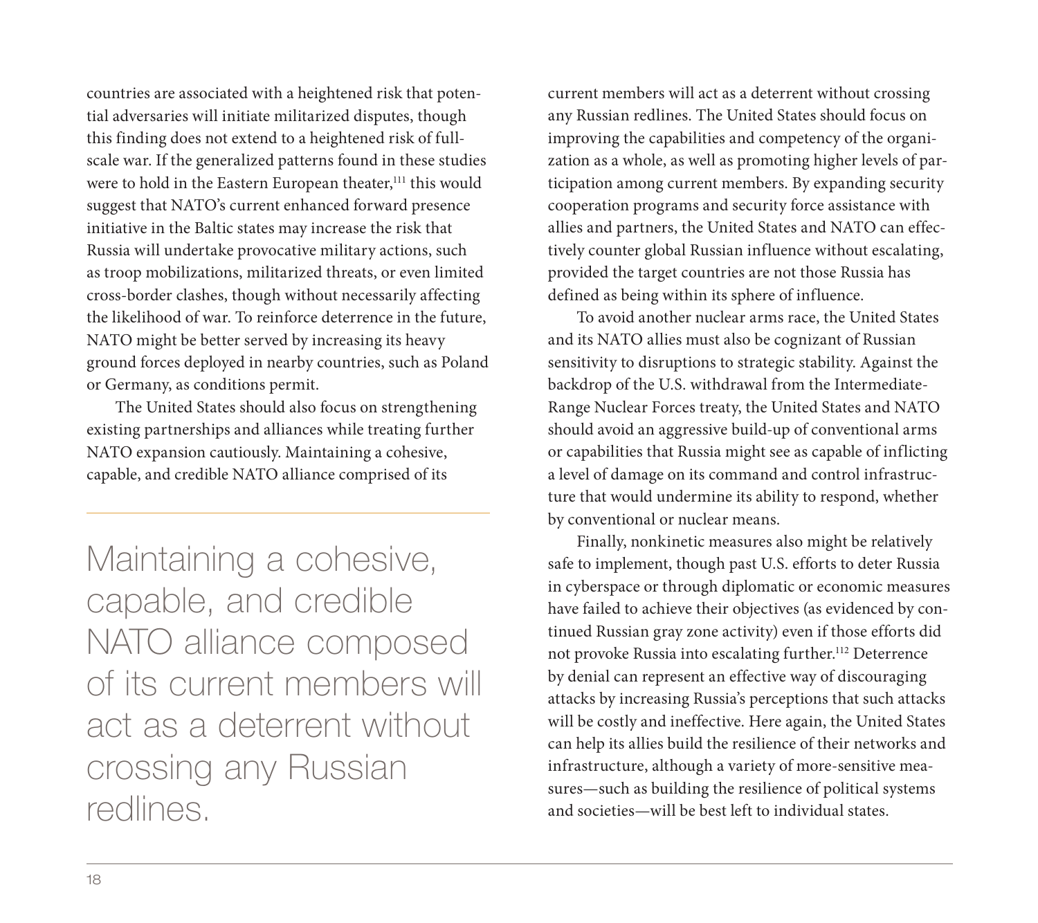countries are associated with a heightened risk that potential adversaries will initiate militarized disputes, though this finding does not extend to a heightened risk of full-scale war. If the generalized patterns found in these studies were to hold in the Eastern European theater,[111] this would suggest that NATO's current enhanced forward presence initiative in the Baltic states may increase the risk that Russia will undertake provocative military actions, such as troop mobilizations, militarized threats, or even limited cross-border clashes, though without necessarily affecting the likelihood of war. To reinforce deterrence in the future, NATO might be better served by increasing its heavy ground forces deployed in nearby countries, such as Poland or Germany, as conditions permit.

The United States should also focus on strengthening existing partnerships and alliances while treating further NATO expansion cautiously. Maintaining a cohesive, capable, and credible NATO alliance comprised of its current members will act as a deterrent without crossing any Russian redlines. The United States should focus on improving the capabilities and competency of the organization as a whole, as well as promoting higher levels of participation among current members. By expanding security cooperation programs and security force assistance with allies and partners, the United States and NATO can effectively counter global Russian influence without escalating, provided the target countries are not those Russia has defined as being within its sphere of influence.

> Maintaining a cohesive, capable, and credible NATO alliance composed of its current members will act as a deterrent without crossing any Russian redlines.

To avoid another nuclear arms race, the United States and its NATO allies must also be cognizant of Russian sensitivity to disruptions to strategic stability. Against the backdrop of the U.S. withdrawal from the Intermediate-Range Nuclear Forces treaty, the United States and NATO should avoid an aggressive build-up of conventional arms or capabilities that Russia might see as capable of inflicting a level of damage on its command and control infrastructure that would undermine its ability to respond, whether by conventional or nuclear means.

Finally, nonkinetic measures also might be relatively safe to implement, though past U.S. efforts to deter Russia in cyberspace or through diplomatic or economic measures have failed to achieve their objectives (as evidenced by continued Russian gray zone activity) even if those efforts did not provoke Russia into escalating further.[112] Deterrence by denial can represent an effective way of discouraging attacks by increasing Russia's perceptions that such attacks will be costly and ineffective. Here again, the United States can help its allies build the resilience of their networks and infrastructure, although a variety of more-sensitive measures—such as building the resilience of political systems and societies—will be best left to individual states.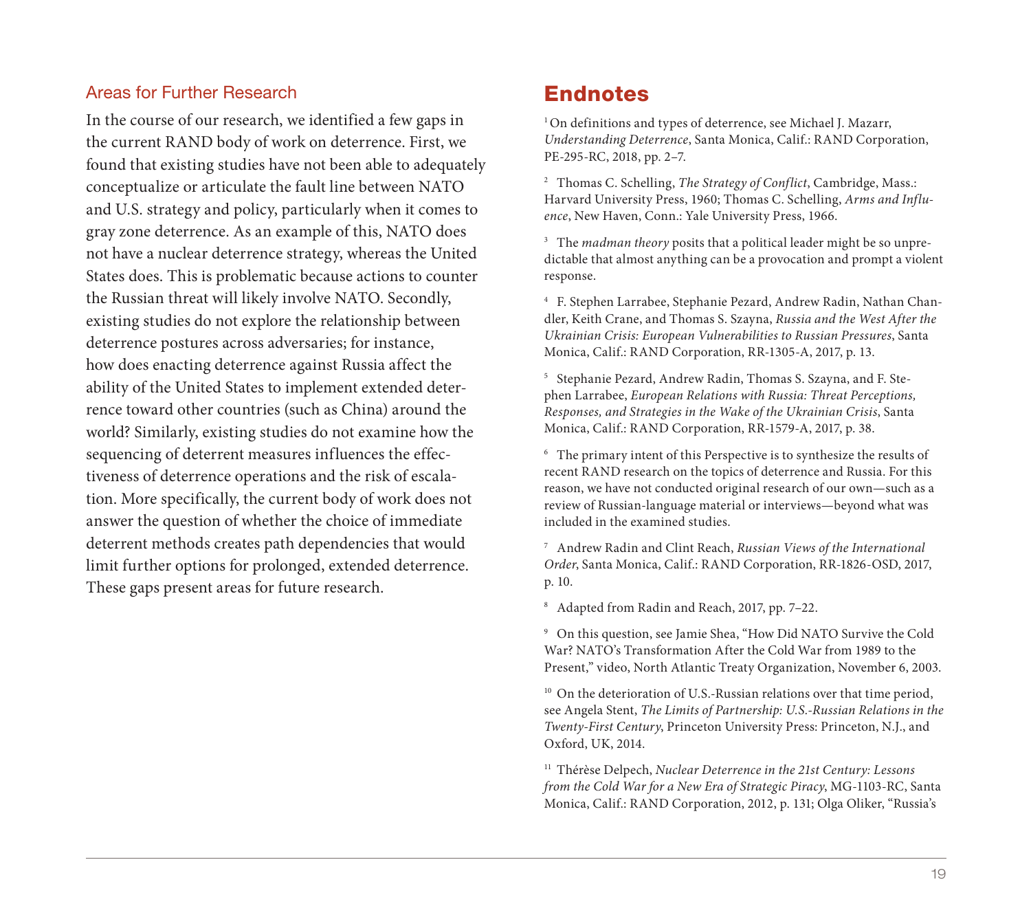### Areas for Further Research

In the course of our research, we identified a few gaps in the current RAND body of work on deterrence. First, we found that existing studies have not been able to adequately conceptualize or articulate the fault line between NATO and U.S. strategy and policy, particularly when it comes to gray zone deterrence. As an example of this, NATO does not have a nuclear deterrence strategy, whereas the United States does. This is problematic because actions to counter the Russian threat will likely involve NATO. Secondly, existing studies do not explore the relationship between deterrence postures across adversaries; for instance, how does enacting deterrence against Russia affect the ability of the United States to implement extended deterrence toward other countries (such as China) around the world? Similarly, existing studies do not examine how the sequencing of deterrent measures influences the effectiveness of deterrence operations and the risk of escalation. More specifically, the current body of work does not answer the question of whether the choice of immediate deterrent methods creates path dependencies that would limit further options for prolonged, extended deterrence. These gaps present areas for future research.

## Endnotes

[1] On definitions and types of deterrence, see Michael J. Mazarr, *Understanding Deterrence*, Santa Monica, Calif.: RAND Corporation, PE-295-RC, 2018, pp. 2–7.

[2] Thomas C. Schelling, *The Strategy of Conflict*, Cambridge, Mass.: Harvard University Press, 1960; Thomas C. Schelling, *Arms and Influence*, New Haven, Conn.: Yale University Press, 1966.

[3] The *madman theory* posits that a political leader might be so unpredictable that almost anything can be a provocation and prompt a violent response.

[4] F. Stephen Larrabee, Stephanie Pezard, Andrew Radin, Nathan Chandler, Keith Crane, and Thomas S. Szayna, *Russia and the West After the Ukrainian Crisis: European Vulnerabilities to Russian Pressures*, Santa Monica, Calif.: RAND Corporation, RR-1305-A, 2017, p. 13.

[5] Stephanie Pezard, Andrew Radin, Thomas S. Szayna, and F. Stephen Larrabee, *European Relations with Russia: Threat Perceptions, Responses, and Strategies in the Wake of the Ukrainian Crisis*, Santa Monica, Calif.: RAND Corporation, RR-1579-A, 2017, p. 38.

[6] The primary intent of this Perspective is to synthesize the results of recent RAND research on the topics of deterrence and Russia. For this reason, we have not conducted original research of our own—such as a review of Russian-language material or interviews—beyond what was included in the examined studies.

[7] Andrew Radin and Clint Reach, *Russian Views of the International Order*, Santa Monica, Calif.: RAND Corporation, RR-1826-OSD, 2017, p. 10.

[8] Adapted from Radin and Reach, 2017, pp. 7–22.

[9] On this question, see Jamie Shea, "How Did NATO Survive the Cold War? NATO's Transformation After the Cold War from 1989 to the Present," video, North Atlantic Treaty Organization, November 6, 2003.

[10] On the deterioration of U.S.-Russian relations over that time period, see Angela Stent, *The Limits of Partnership: U.S.-Russian Relations in the Twenty-First Century*, Princeton University Press: Princeton, N.J., and Oxford, UK, 2014.

[11] Thérèse Delpech, *Nuclear Deterrence in the 21st Century: Lessons from the Cold War for a New Era of Strategic Piracy*, MG-1103-RC, Santa Monica, Calif.: RAND Corporation, 2012, p. 131; Olga Oliker, "Russia's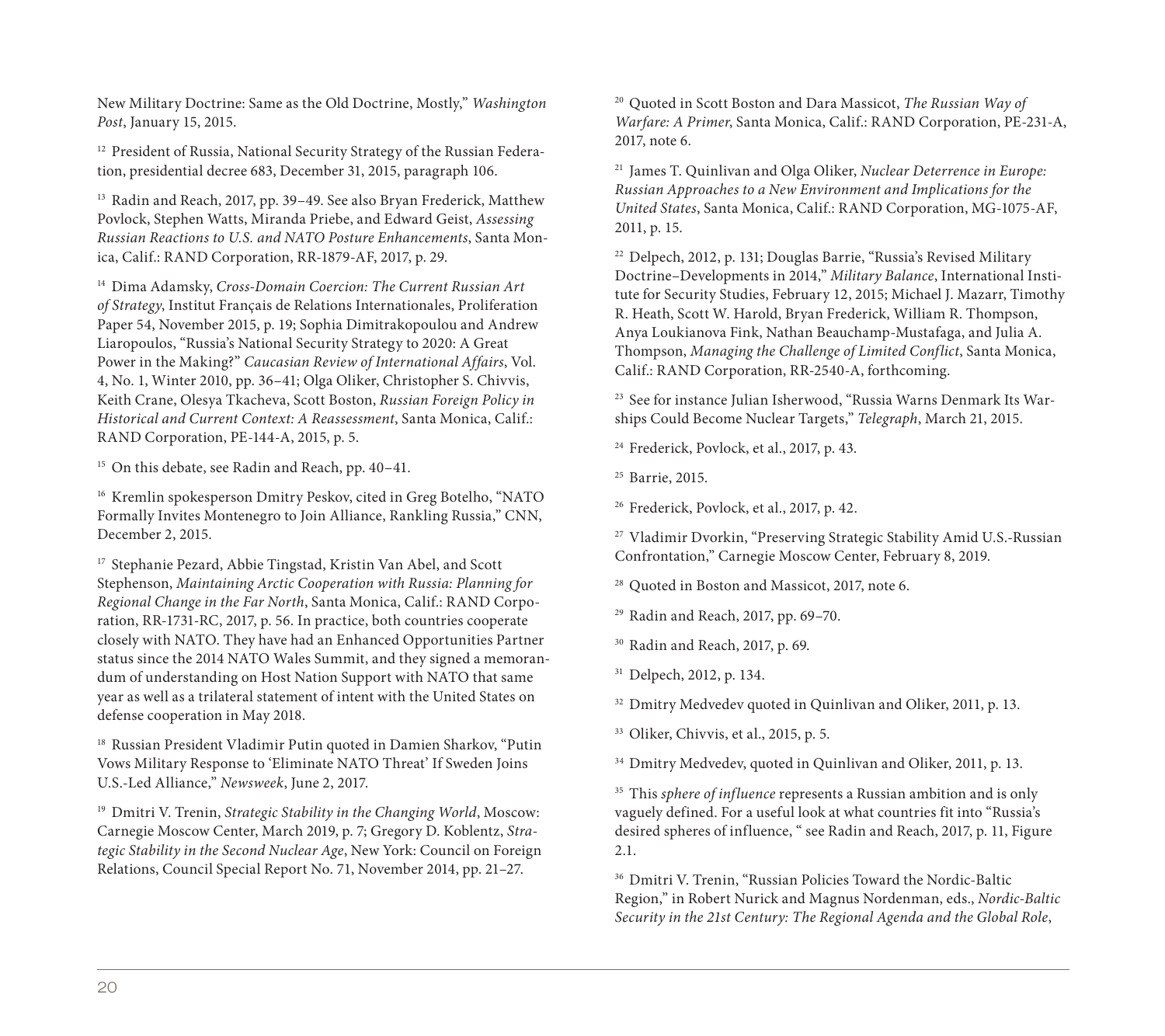New Military Doctrine: Same as the Old Doctrine, Mostly," *Washington Post*, January 15, 2015.

[12] President of Russia, National Security Strategy of the Russian Federation, presidential decree 683, December 31, 2015, paragraph 106.

[13] Radin and Reach, 2017, pp. 39–49. See also Bryan Frederick, Matthew Povlock, Stephen Watts, Miranda Priebe, and Edward Geist, *Assessing Russian Reactions to U.S. and NATO Posture Enhancements*, Santa Monica, Calif.: RAND Corporation, RR-1879-AF, 2017, p. 29.

[14] Dima Adamsky, *Cross-Domain Coercion: The Current Russian Art of Strategy*, Institut Français de Relations Internationales, Proliferation Paper 54, November 2015, p. 19; Sophia Dimitrakopoulou and Andrew Liaropoulos, "Russia's National Security Strategy to 2020: A Great Power in the Making?" *Caucasian Review of International Affairs*, Vol. 4, No. 1, Winter 2010, pp. 36–41; Olga Oliker, Christopher S. Chivvis, Keith Crane, Olesya Tkacheva, Scott Boston, *Russian Foreign Policy in Historical and Current Context: A Reassessment*, Santa Monica, Calif.: RAND Corporation, PE-144-A, 2015, p. 5.

[15] On this debate, see Radin and Reach, pp. 40–41.

[16] Kremlin spokesperson Dmitry Peskov, cited in Greg Botelho, "NATO Formally Invites Montenegro to Join Alliance, Rankling Russia," CNN, December 2, 2015.

[17] Stephanie Pezard, Abbie Tingstad, Kristin Van Abel, and Scott Stephenson, *Maintaining Arctic Cooperation with Russia: Planning for Regional Change in the Far North*, Santa Monica, Calif.: RAND Corporation, RR-1731-RC, 2017, p. 56. In practice, both countries cooperate closely with NATO. They have had an Enhanced Opportunities Partner status since the 2014 NATO Wales Summit, and they signed a memorandum of understanding on Host Nation Support with NATO that same year as well as a trilateral statement of intent with the United States on defense cooperation in May 2018.

[18] Russian President Vladimir Putin quoted in Damien Sharkov, "Putin Vows Military Response to 'Eliminate NATO Threat' If Sweden Joins U.S.-Led Alliance," *Newsweek*, June 2, 2017.

[19] Dmitri V. Trenin, *Strategic Stability in the Changing World*, Moscow: Carnegie Moscow Center, March 2019, p. 7; Gregory D. Koblentz, *Strategic Stability in the Second Nuclear Age*, New York: Council on Foreign Relations, Council Special Report No. 71, November 2014, pp. 21–27.

[20] Quoted in Scott Boston and Dara Massicot, *The Russian Way of Warfare: A Primer*, Santa Monica, Calif.: RAND Corporation, PE-231-A, 2017, note 6.

[21] James T. Quinlivan and Olga Oliker, *Nuclear Deterrence in Europe: Russian Approaches to a New Environment and Implications for the United States*, Santa Monica, Calif.: RAND Corporation, MG-1075-AF, 2011, p. 15.

[22] Delpech, 2012, p. 131; Douglas Barrie, "Russia's Revised Military Doctrine–Developments in 2014," *Military Balance*, International Institute for Security Studies, February 12, 2015; Michael J. Mazarr, Timothy R. Heath, Scott W. Harold, Bryan Frederick, William R. Thompson, Anya Loukianova Fink, Nathan Beauchamp-Mustafaga, and Julia A. Thompson, *Managing the Challenge of Limited Conflict*, Santa Monica, Calif.: RAND Corporation, RR-2540-A, forthcoming.

[23] See for instance Julian Isherwood, "Russia Warns Denmark Its Warships Could Become Nuclear Targets," *Telegraph*, March 21, 2015.

[24] Frederick, Povlock, et al., 2017, p. 43.

[25] Barrie, 2015.

[26] Frederick, Povlock, et al., 2017, p. 42.

[27] Vladimir Dvorkin, "Preserving Strategic Stability Amid U.S.-Russian Confrontation," Carnegie Moscow Center, February 8, 2019.

[28] Quoted in Boston and Massicot, 2017, note 6.

[29] Radin and Reach, 2017, pp. 69–70.

[30] Radin and Reach, 2017, p. 69.

[31] Delpech, 2012, p. 134.

[32] Dmitry Medvedev quoted in Quinlivan and Oliker, 2011, p. 13.

[33] Oliker, Chivvis, et al., 2015, p. 5.

[34] Dmitry Medvedev, quoted in Quinlivan and Oliker, 2011, p. 13.

[35] This *sphere of influence* represents a Russian ambition and is only vaguely defined. For a useful look at what countries fit into "Russia's desired spheres of influence, " see Radin and Reach, 2017, p. 11, Figure 2.1.

[36] Dmitri V. Trenin, "Russian Policies Toward the Nordic-Baltic Region," in Robert Nurick and Magnus Nordenman, eds., *Nordic-Baltic Security in the 21st Century: The Regional Agenda and the Global Role*,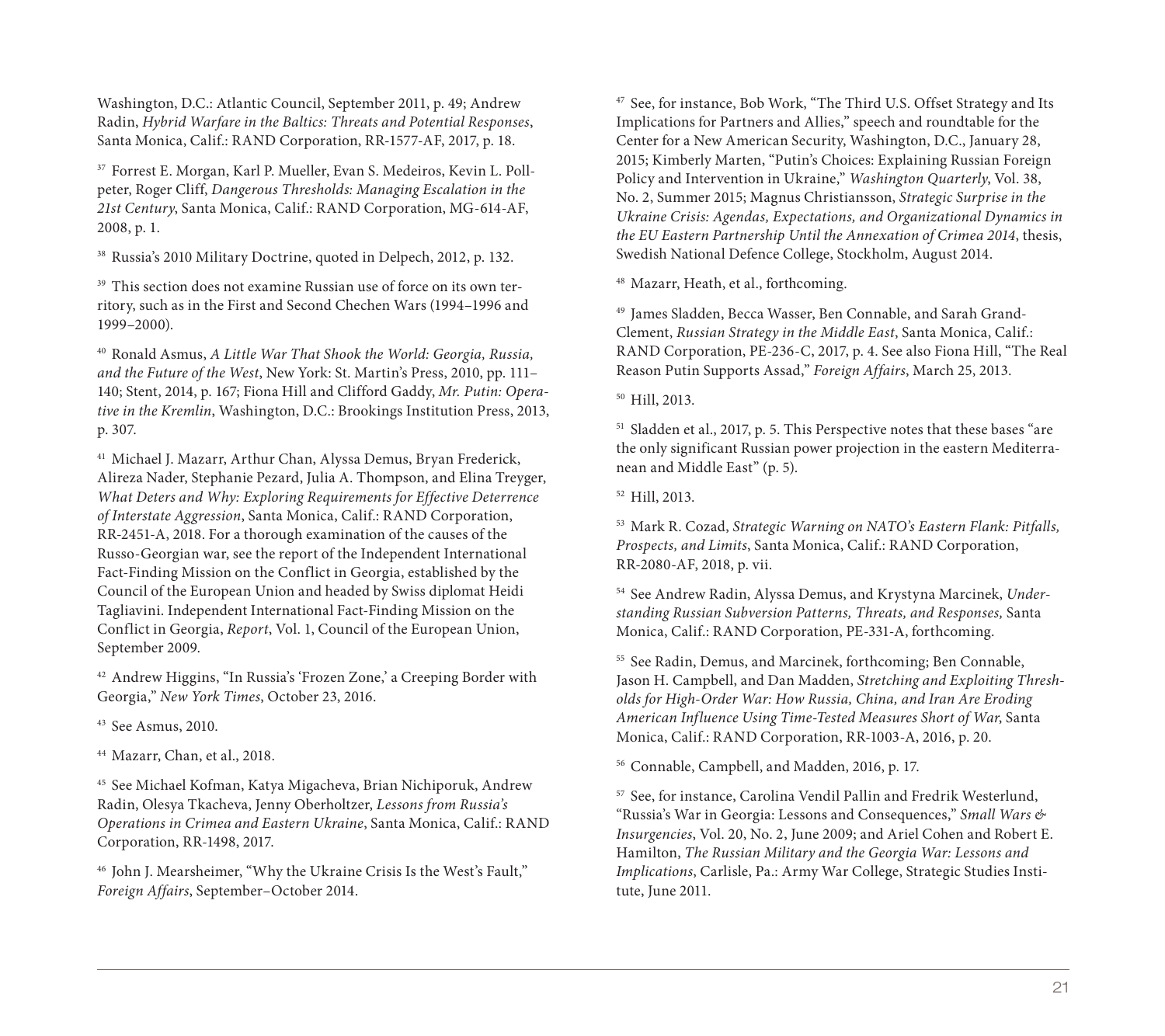Washington, D.C.: Atlantic Council, September 2011, p. 49; Andrew Radin, *Hybrid Warfare in the Baltics: Threats and Potential Responses*, Santa Monica, Calif.: RAND Corporation, RR-1577-AF, 2017, p. 18.

[37] Forrest E. Morgan, Karl P. Mueller, Evan S. Medeiros, Kevin L. Pollpeter, Roger Cliff, *Dangerous Thresholds: Managing Escalation in the 21st Century*, Santa Monica, Calif.: RAND Corporation, MG-614-AF, 2008, p. 1.

[38] Russia's 2010 Military Doctrine, quoted in Delpech, 2012, p. 132.

[39] This section does not examine Russian use of force on its own territory, such as in the First and Second Chechen Wars (1994–1996 and 1999–2000).

[40] Ronald Asmus, *A Little War That Shook the World: Georgia, Russia, and the Future of the West*, New York: St. Martin's Press, 2010, pp. 111–140; Stent, 2014, p. 167; Fiona Hill and Clifford Gaddy, *Mr. Putin: Operative in the Kremlin*, Washington, D.C.: Brookings Institution Press, 2013, p. 307.

[41] Michael J. Mazarr, Arthur Chan, Alyssa Demus, Bryan Frederick, Alireza Nader, Stephanie Pezard, Julia A. Thompson, and Elina Treyger, *What Deters and Why: Exploring Requirements for Effective Deterrence of Interstate Aggression*, Santa Monica, Calif.: RAND Corporation, RR-2451-A, 2018. For a thorough examination of the causes of the Russo-Georgian war, see the report of the Independent International Fact-Finding Mission on the Conflict in Georgia, established by the Council of the European Union and headed by Swiss diplomat Heidi Tagliavini. Independent International Fact-Finding Mission on the Conflict in Georgia, *Report*, Vol. 1, Council of the European Union, September 2009.

[42] Andrew Higgins, "In Russia's 'Frozen Zone,' a Creeping Border with Georgia," *New York Times*, October 23, 2016.

[43] See Asmus, 2010.

[44] Mazarr, Chan, et al., 2018.

[45] See Michael Kofman, Katya Migacheva, Brian Nichiporuk, Andrew Radin, Olesya Tkacheva, Jenny Oberholtzer, *Lessons from Russia's Operations in Crimea and Eastern Ukraine*, Santa Monica, Calif.: RAND Corporation, RR-1498, 2017.

[46] John J. Mearsheimer, "Why the Ukraine Crisis Is the West's Fault," *Foreign Affairs*, September–October 2014.

[47] See, for instance, Bob Work, "The Third U.S. Offset Strategy and Its Implications for Partners and Allies," speech and roundtable for the Center for a New American Security, Washington, D.C., January 28, 2015; Kimberly Marten, "Putin's Choices: Explaining Russian Foreign Policy and Intervention in Ukraine," *Washington Quarterly*, Vol. 38, No. 2, Summer 2015; Magnus Christiansson, *Strategic Surprise in the Ukraine Crisis: Agendas, Expectations, and Organizational Dynamics in the EU Eastern Partnership Until the Annexation of Crimea 2014*, thesis, Swedish National Defence College, Stockholm, August 2014.

[48] Mazarr, Heath, et al., forthcoming.

[49] James Sladden, Becca Wasser, Ben Connable, and Sarah Grand-Clement, *Russian Strategy in the Middle East*, Santa Monica, Calif.: RAND Corporation, PE-236-C, 2017, p. 4. See also Fiona Hill, "The Real Reason Putin Supports Assad," *Foreign Affairs*, March 25, 2013.

[50] Hill, 2013.

[51] Sladden et al., 2017, p. 5. This Perspective notes that these bases "are the only significant Russian power projection in the eastern Mediterranean and Middle East" (p. 5).

[52] Hill, 2013.

[53] Mark R. Cozad, *Strategic Warning on NATO's Eastern Flank: Pitfalls, Prospects, and Limits*, Santa Monica, Calif.: RAND Corporation, RR-2080-AF, 2018, p. vii.

[54] See Andrew Radin, Alyssa Demus, and Krystyna Marcinek, *Understanding Russian Subversion Patterns, Threats, and Responses,* Santa Monica, Calif.: RAND Corporation, PE-331-A, forthcoming.

[55] See Radin, Demus, and Marcinek, forthcoming; Ben Connable, Jason H. Campbell, and Dan Madden, *Stretching and Exploiting Thresholds for High-Order War: How Russia, China, and Iran Are Eroding American Influence Using Time-Tested Measures Short of War*, Santa Monica, Calif.: RAND Corporation, RR-1003-A, 2016, p. 20.

[56] Connable, Campbell, and Madden, 2016, p. 17.

[57] See, for instance, Carolina Vendil Pallin and Fredrik Westerlund, "Russia's War in Georgia: Lessons and Consequences," *Small Wars & Insurgencies*, Vol. 20, No. 2, June 2009; and Ariel Cohen and Robert E. Hamilton, *The Russian Military and the Georgia War: Lessons and Implications*, Carlisle, Pa.: Army War College, Strategic Studies Institute, June 2011.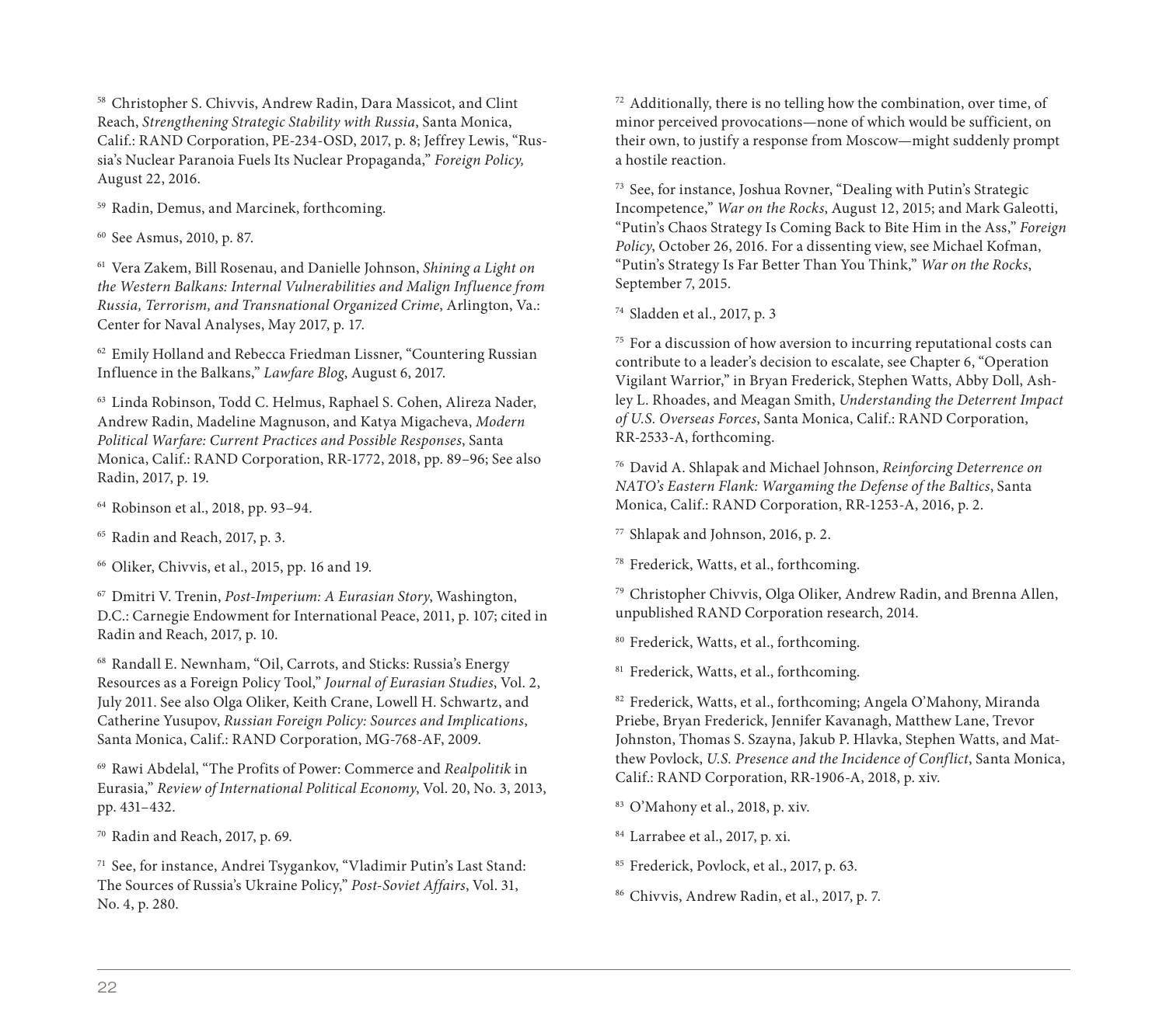[58] Christopher S. Chivvis, Andrew Radin, Dara Massicot, and Clint Reach, *Strengthening Strategic Stability with Russia*, Santa Monica, Calif.: RAND Corporation, PE-234-OSD, 2017, p. 8; Jeffrey Lewis, "Russia's Nuclear Paranoia Fuels Its Nuclear Propaganda," *Foreign Policy,* August 22, 2016.

[59] Radin, Demus, and Marcinek, forthcoming.

[60] See Asmus, 2010, p. 87.

[61] Vera Zakem, Bill Rosenau, and Danielle Johnson, *Shining a Light on the Western Balkans: Internal Vulnerabilities and Malign Influence from Russia, Terrorism, and Transnational Organized Crime*, Arlington, Va.: Center for Naval Analyses, May 2017, p. 17.

[62] Emily Holland and Rebecca Friedman Lissner, "Countering Russian Influence in the Balkans," *Lawfare Blog*, August 6, 2017.

[63] Linda Robinson, Todd C. Helmus, Raphael S. Cohen, Alireza Nader, Andrew Radin, Madeline Magnuson, and Katya Migacheva, *Modern Political Warfare: Current Practices and Possible Responses*, Santa Monica, Calif.: RAND Corporation, RR-1772, 2018, pp. 89–96; See also Radin, 2017, p. 19.

[64] Robinson et al., 2018, pp. 93–94.

[65] Radin and Reach, 2017, p. 3.

[66] Oliker, Chivvis, et al., 2015, pp. 16 and 19.

[67] Dmitri V. Trenin, *Post-Imperium: A Eurasian Story*, Washington, D.C.: Carnegie Endowment for International Peace, 2011, p. 107; cited in Radin and Reach, 2017, p. 10.

[68] Randall E. Newnham, "Oil, Carrots, and Sticks: Russia's Energy Resources as a Foreign Policy Tool," *Journal of Eurasian Studies*, Vol. 2, July 2011. See also Olga Oliker, Keith Crane, Lowell H. Schwartz, and Catherine Yusupov, *Russian Foreign Policy: Sources and Implications*, Santa Monica, Calif.: RAND Corporation, MG-768-AF, 2009.

[69] Rawi Abdelal, "The Profits of Power: Commerce and *Realpolitik* in Eurasia," *Review of International Political Economy*, Vol. 20, No. 3, 2013, pp. 431–432.

[70] Radin and Reach, 2017, p. 69.

[71] See, for instance, Andrei Tsygankov, "Vladimir Putin's Last Stand: The Sources of Russia's Ukraine Policy," *Post-Soviet Affairs*, Vol. 31, No. 4, p. 280.

[72] Additionally, there is no telling how the combination, over time, of minor perceived provocations—none of which would be sufficient, on their own, to justify a response from Moscow—might suddenly prompt a hostile reaction.

[73] See, for instance, Joshua Rovner, "Dealing with Putin's Strategic Incompetence," *War on the Rocks*, August 12, 2015; and Mark Galeotti, "Putin's Chaos Strategy Is Coming Back to Bite Him in the Ass," *Foreign Policy*, October 26, 2016. For a dissenting view, see Michael Kofman, "Putin's Strategy Is Far Better Than You Think," *War on the Rocks*, September 7, 2015.

[74] Sladden et al., 2017, p. 3

[75] For a discussion of how aversion to incurring reputational costs can contribute to a leader's decision to escalate, see Chapter 6, "Operation Vigilant Warrior," in Bryan Frederick, Stephen Watts, Abby Doll, Ashley L. Rhoades, and Meagan Smith, *Understanding the Deterrent Impact of U.S. Overseas Forces*, Santa Monica, Calif.: RAND Corporation, RR-2533-A, forthcoming.

[76] David A. Shlapak and Michael Johnson, *Reinforcing Deterrence on NATO's Eastern Flank: Wargaming the Defense of the Baltics*, Santa Monica, Calif.: RAND Corporation, RR-1253-A, 2016, p. 2.

[77] Shlapak and Johnson, 2016, p. 2.

[78] Frederick, Watts, et al., forthcoming.

[79] Christopher Chivvis, Olga Oliker, Andrew Radin, and Brenna Allen, unpublished RAND Corporation research, 2014.

[80] Frederick, Watts, et al., forthcoming.

[81] Frederick, Watts, et al., forthcoming.

[82] Frederick, Watts, et al., forthcoming; Angela O'Mahony, Miranda Priebe, Bryan Frederick, Jennifer Kavanagh, Matthew Lane, Trevor Johnston, Thomas S. Szayna, Jakub P. Hlavka, Stephen Watts, and Matthew Povlock, *U.S. Presence and the Incidence of Conflict*, Santa Monica, Calif.: RAND Corporation, RR-1906-A, 2018, p. xiv.

[83] O'Mahony et al., 2018, p. xiv.

[84] Larrabee et al., 2017, p. xi.

[85] Frederick, Povlock, et al., 2017, p. 63.

[86] Chivvis, Andrew Radin, et al., 2017, p. 7.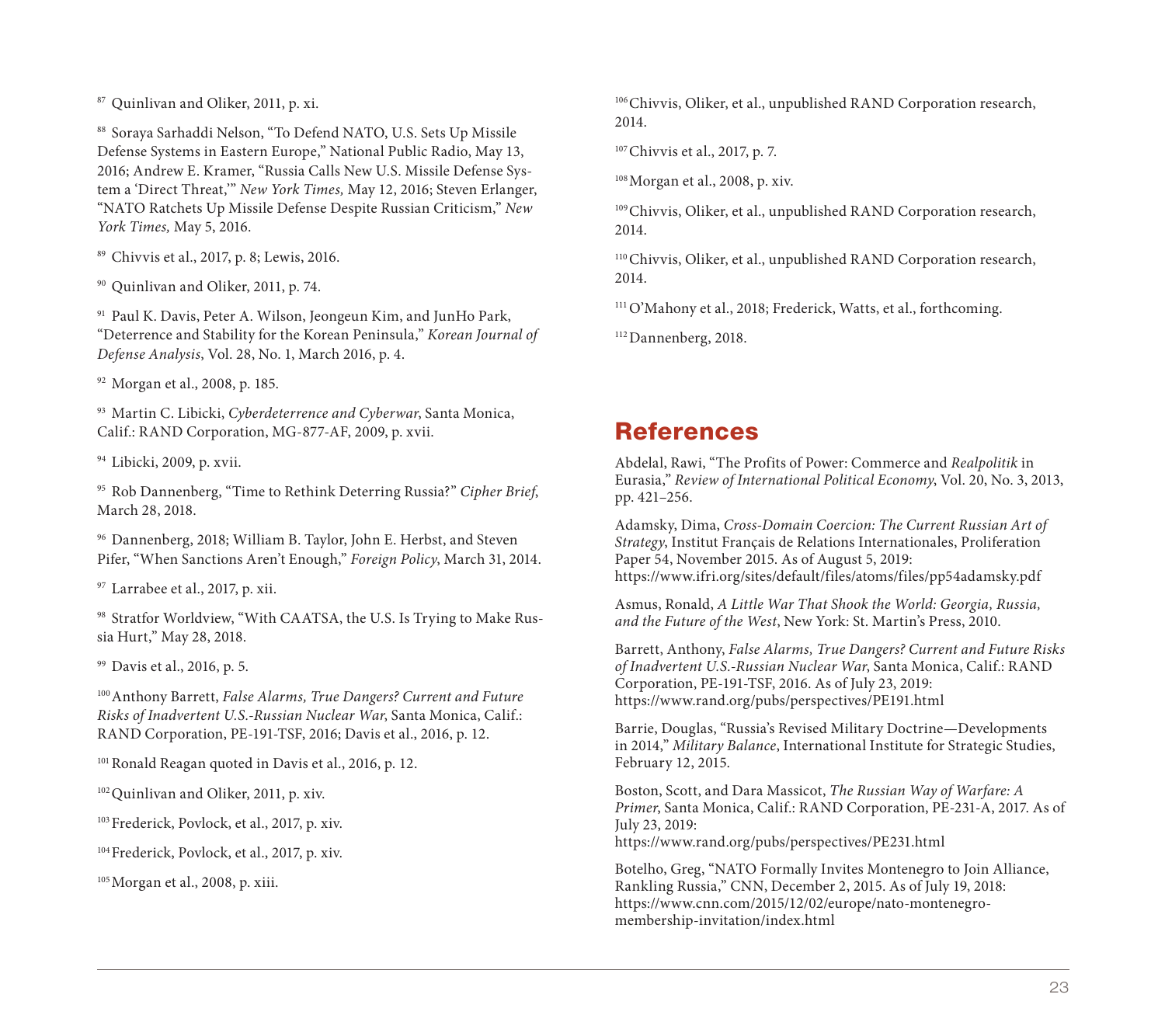[87] Quinlivan and Oliker, 2011, p. xi.

[88] Soraya Sarhaddi Nelson, "To Defend NATO, U.S. Sets Up Missile Defense Systems in Eastern Europe," National Public Radio, May 13, 2016; Andrew E. Kramer, "Russia Calls New U.S. Missile Defense System a 'Direct Threat,'" *New York Times,* May 12, 2016; Steven Erlanger, "NATO Ratchets Up Missile Defense Despite Russian Criticism," *New York Times,* May 5, 2016.

[89] Chivvis et al., 2017, p. 8; Lewis, 2016.

[90] Quinlivan and Oliker, 2011, p. 74.

[91] Paul K. Davis, Peter A. Wilson, Jeongeun Kim, and JunHo Park, "Deterrence and Stability for the Korean Peninsula," *Korean Journal of Defense Analysis*, Vol. 28, No. 1, March 2016, p. 4.

[92] Morgan et al., 2008, p. 185.

[93] Martin C. Libicki, *Cyberdeterrence and Cyberwar*, Santa Monica, Calif.: RAND Corporation, MG-877-AF, 2009, p. xvii.

[94] Libicki, 2009, p. xvii.

[95] Rob Dannenberg, "Time to Rethink Deterring Russia?" *Cipher Brief*, March 28, 2018.

[96] Dannenberg, 2018; William B. Taylor, John E. Herbst, and Steven Pifer, "When Sanctions Aren't Enough," *Foreign Policy*, March 31, 2014.

[97] Larrabee et al., 2017, p. xii.

[98] Stratfor Worldview, "With CAATSA, the U.S. Is Trying to Make Russia Hurt," May 28, 2018.

[99] Davis et al., 2016, p. 5.

[100] Anthony Barrett, *False Alarms, True Dangers? Current and Future Risks of Inadvertent U.S.-Russian Nuclear War*, Santa Monica, Calif.: RAND Corporation, PE-191-TSF, 2016; Davis et al., 2016, p. 12.

[101] Ronald Reagan quoted in Davis et al., 2016, p. 12.

[102] Quinlivan and Oliker, 2011, p. xiv.

[103] Frederick, Povlock, et al., 2017, p. xiv.

[104] Frederick, Povlock, et al., 2017, p. xiv.

[105] Morgan et al., 2008, p. xiii.

[106] Chivvis, Oliker, et al., unpublished RAND Corporation research, 2014.

[107] Chivvis et al., 2017, p. 7.

[108] Morgan et al., 2008, p. xiv.

[109] Chivvis, Oliker, et al., unpublished RAND Corporation research, 2014.

[110] Chivvis, Oliker, et al., unpublished RAND Corporation research, 2014.

[111] O'Mahony et al., 2018; Frederick, Watts, et al., forthcoming.

[112] Dannenberg, 2018.

## References

Abdelal, Rawi, "The Profits of Power: Commerce and *Realpolitik* in Eurasia," *Review of International Political Economy*, Vol. 20, No. 3, 2013, pp. 421–256.

Adamsky, Dima, *Cross-Domain Coercion: The Current Russian Art of Strategy*, Institut Français de Relations Internationales, Proliferation Paper 54, November 2015. As of August 5, 2019: https://www.ifri.org/sites/default/files/atoms/files/pp54adamsky.pdf

Asmus, Ronald, *A Little War That Shook the World: Georgia, Russia, and the Future of the West*, New York: St. Martin's Press, 2010.

Barrett, Anthony, *False Alarms, True Dangers? Current and Future Risks of Inadvertent U.S.-Russian Nuclear War*, Santa Monica, Calif.: RAND Corporation, PE-191-TSF, 2016. As of July 23, 2019: https://www.rand.org/pubs/perspectives/PE191.html

Barrie, Douglas, "Russia's Revised Military Doctrine—Developments in 2014," *Military Balance*, International Institute for Strategic Studies, February 12, 2015.

Boston, Scott, and Dara Massicot, *The Russian Way of Warfare: A Primer*, Santa Monica, Calif.: RAND Corporation, PE-231-A, 2017. As of July 23, 2019: https://www.rand.org/pubs/perspectives/PE231.html

Botelho, Greg, "NATO Formally Invites Montenegro to Join Alliance, Rankling Russia," CNN, December 2, 2015. As of July 19, 2018: https://www.cnn.com/2015/12/02/europe/nato-montenegro-membership-invitation/index.html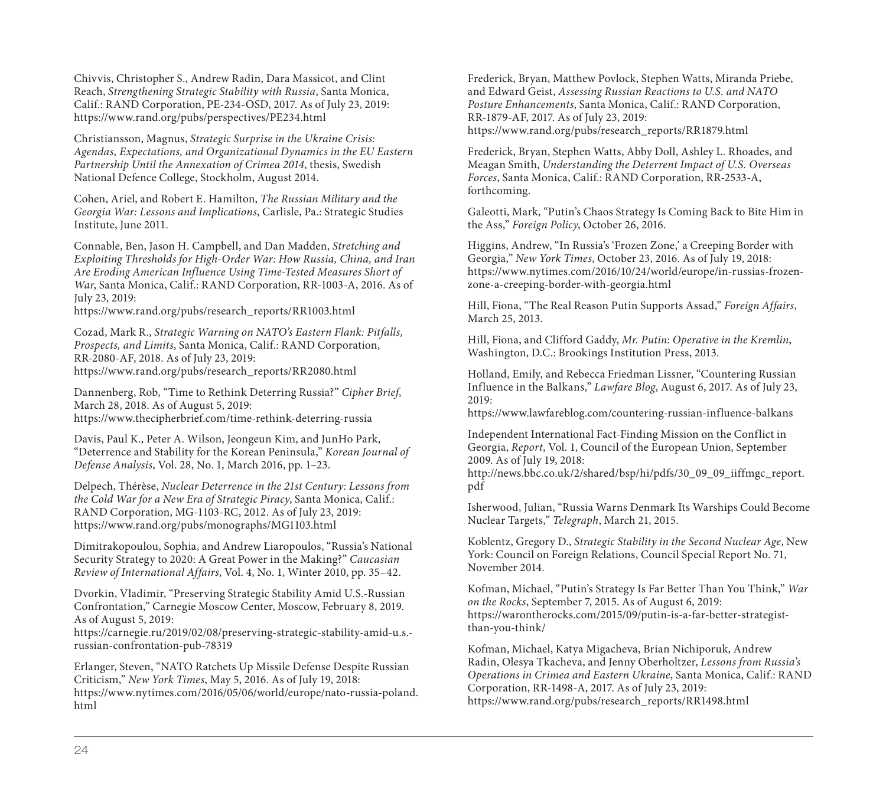Chivvis, Christopher S., Andrew Radin, Dara Massicot, and Clint Reach, *Strengthening Strategic Stability with Russia*, Santa Monica, Calif.: RAND Corporation, PE-234-OSD, 2017. As of July 23, 2019: https://www.rand.org/pubs/perspectives/PE234.html

Christiansson, Magnus, *Strategic Surprise in the Ukraine Crisis: Agendas, Expectations, and Organizational Dynamics in the EU Eastern Partnership Until the Annexation of Crimea 2014*, thesis, Swedish National Defence College, Stockholm, August 2014.

Cohen, Ariel, and Robert E. Hamilton, *The Russian Military and the Georgia War: Lessons and Implications*, Carlisle, Pa.: Strategic Studies Institute, June 2011.

Connable, Ben, Jason H. Campbell, and Dan Madden, *Stretching and Exploiting Thresholds for High-Order War: How Russia, China, and Iran Are Eroding American Influence Using Time-Tested Measures Short of War*, Santa Monica, Calif.: RAND Corporation, RR-1003-A, 2016. As of July 23, 2019: https://www.rand.org/pubs/research_reports/RR1003.html

Cozad, Mark R., *Strategic Warning on NATO's Eastern Flank: Pitfalls, Prospects, and Limits*, Santa Monica, Calif.: RAND Corporation, RR-2080-AF, 2018. As of July 23, 2019: https://www.rand.org/pubs/research_reports/RR2080.html

Dannenberg, Rob, "Time to Rethink Deterring Russia?" *Cipher Brief*, March 28, 2018. As of August 5, 2019: https://www.thecipherbrief.com/time-rethink-deterring-russia

Davis, Paul K., Peter A. Wilson, Jeongeun Kim, and JunHo Park, "Deterrence and Stability for the Korean Peninsula," *Korean Journal of Defense Analysis*, Vol. 28, No. 1, March 2016, pp. 1–23.

Delpech, Thérèse, *Nuclear Deterrence in the 21st Century: Lessons from the Cold War for a New Era of Strategic Piracy*, Santa Monica, Calif.: RAND Corporation, MG-1103-RC, 2012. As of July 23, 2019: https://www.rand.org/pubs/monographs/MG1103.html

Dimitrakopoulou, Sophia, and Andrew Liaropoulos, "Russia's National Security Strategy to 2020: A Great Power in the Making?" *Caucasian Review of International Affairs*, Vol. 4, No. 1, Winter 2010, pp. 35–42.

Dvorkin, Vladimir, "Preserving Strategic Stability Amid U.S.-Russian Confrontation," Carnegie Moscow Center, Moscow, February 8, 2019. As of August 5, 2019: https://carnegie.ru/2019/02/08/preserving-strategic-stability-amid-u.s.-russian-confrontation-pub-78319

Erlanger, Steven, "NATO Ratchets Up Missile Defense Despite Russian Criticism," *New York Times*, May 5, 2016. As of July 19, 2018: https://www.nytimes.com/2016/05/06/world/europe/nato-russia-poland.html

Frederick, Bryan, Matthew Povlock, Stephen Watts, Miranda Priebe, and Edward Geist, *Assessing Russian Reactions to U.S. and NATO Posture Enhancements*, Santa Monica, Calif.: RAND Corporation, RR-1879-AF, 2017. As of July 23, 2019: https://www.rand.org/pubs/research_reports/RR1879.html

Frederick, Bryan, Stephen Watts, Abby Doll, Ashley L. Rhoades, and Meagan Smith, *Understanding the Deterrent Impact of U.S. Overseas Forces*, Santa Monica, Calif.: RAND Corporation, RR-2533-A, forthcoming.

Galeotti, Mark, "Putin's Chaos Strategy Is Coming Back to Bite Him in the Ass," *Foreign Policy*, October 26, 2016.

Higgins, Andrew, "In Russia's 'Frozen Zone,' a Creeping Border with Georgia," *New York Times*, October 23, 2016. As of July 19, 2018: https://www.nytimes.com/2016/10/24/world/europe/in-russias-frozen-zone-a-creeping-border-with-georgia.html

Hill, Fiona, "The Real Reason Putin Supports Assad," *Foreign Affairs*, March 25, 2013.

Hill, Fiona, and Clifford Gaddy, *Mr. Putin: Operative in the Kremlin*, Washington, D.C.: Brookings Institution Press, 2013.

Holland, Emily, and Rebecca Friedman Lissner, "Countering Russian Influence in the Balkans," *Lawfare Blog*, August 6, 2017. As of July 23, 2019: https://www.lawfareblog.com/countering-russian-influence-balkans

Independent International Fact-Finding Mission on the Conflict in Georgia, *Report*, Vol. 1, Council of the European Union, September 2009. As of July 19, 2018: http://news.bbc.co.uk/2/shared/bsp/hi/pdfs/30_09_09_iiffmgc_report.pdf

Isherwood, Julian, "Russia Warns Denmark Its Warships Could Become Nuclear Targets," *Telegraph*, March 21, 2015.

Koblentz, Gregory D., *Strategic Stability in the Second Nuclear Age*, New York: Council on Foreign Relations, Council Special Report No. 71, November 2014.

Kofman, Michael, "Putin's Strategy Is Far Better Than You Think," *War on the Rocks*, September 7, 2015. As of August 6, 2019: https://warontherocks.com/2015/09/putin-is-a-far-better-strategist-than-you-think/

Kofman, Michael, Katya Migacheva, Brian Nichiporuk, Andrew Radin, Olesya Tkacheva, and Jenny Oberholtzer, *Lessons from Russia's Operations in Crimea and Eastern Ukraine*, Santa Monica, Calif.: RAND Corporation, RR-1498-A, 2017. As of July 23, 2019: https://www.rand.org/pubs/research_reports/RR1498.html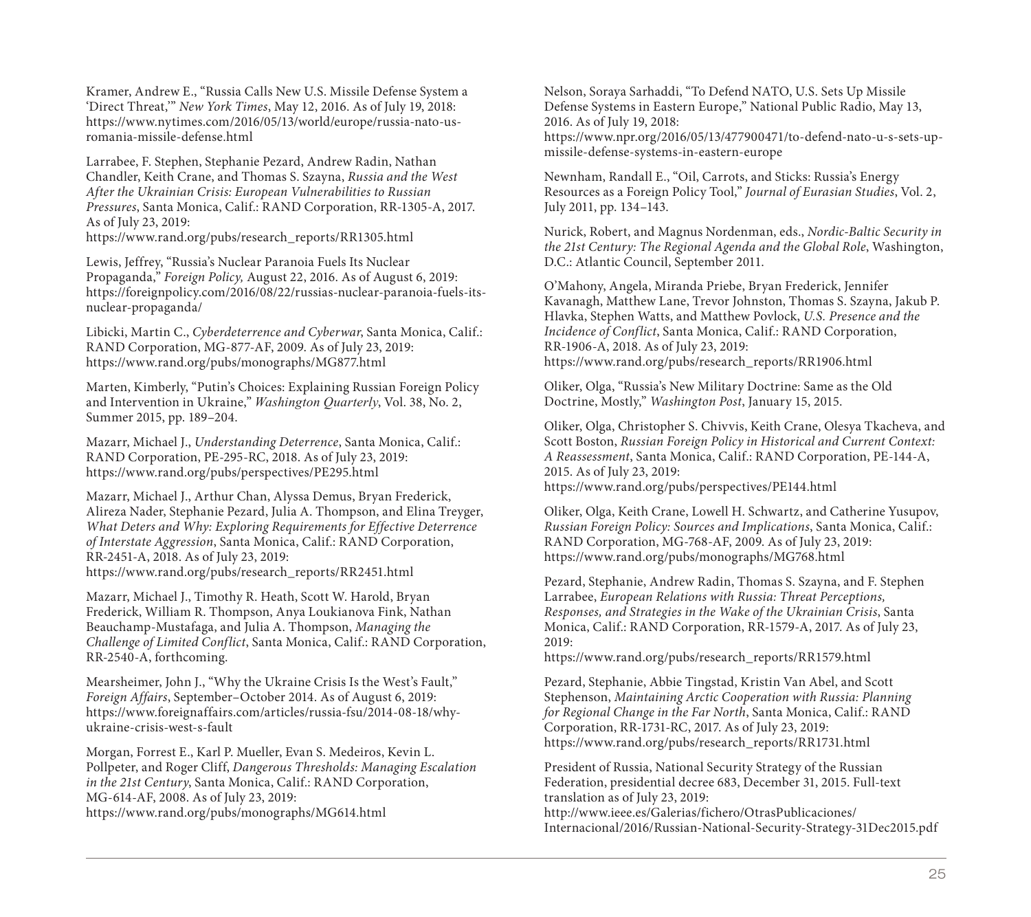Kramer, Andrew E., "Russia Calls New U.S. Missile Defense System a 'Direct Threat,'" *New York Times*, May 12, 2016. As of July 19, 2018: https://www.nytimes.com/2016/05/13/world/europe/russia-nato-us-romania-missile-defense.html

Larrabee, F. Stephen, Stephanie Pezard, Andrew Radin, Nathan Chandler, Keith Crane, and Thomas S. Szayna, *Russia and the West After the Ukrainian Crisis: European Vulnerabilities to Russian Pressures*, Santa Monica, Calif.: RAND Corporation, RR-1305-A, 2017. As of July 23, 2019: https://www.rand.org/pubs/research_reports/RR1305.html

Lewis, Jeffrey, "Russia's Nuclear Paranoia Fuels Its Nuclear Propaganda," *Foreign Policy,* August 22, 2016. As of August 6, 2019: https://foreignpolicy.com/2016/08/22/russias-nuclear-paranoia-fuels-its-nuclear-propaganda/

Libicki, Martin C., *Cyberdeterrence and Cyberwar*, Santa Monica, Calif.: RAND Corporation, MG-877-AF, 2009. As of July 23, 2019: https://www.rand.org/pubs/monographs/MG877.html

Marten, Kimberly, "Putin's Choices: Explaining Russian Foreign Policy and Intervention in Ukraine," *Washington Quarterly*, Vol. 38, No. 2, Summer 2015, pp. 189–204.

Mazarr, Michael J., *Understanding Deterrence*, Santa Monica, Calif.: RAND Corporation, PE-295-RC, 2018. As of July 23, 2019: https://www.rand.org/pubs/perspectives/PE295.html

Mazarr, Michael J., Arthur Chan, Alyssa Demus, Bryan Frederick, Alireza Nader, Stephanie Pezard, Julia A. Thompson, and Elina Treyger, *What Deters and Why: Exploring Requirements for Effective Deterrence of Interstate Aggression*, Santa Monica, Calif.: RAND Corporation, RR-2451-A, 2018. As of July 23, 2019: https://www.rand.org/pubs/research_reports/RR2451.html

Mazarr, Michael J., Timothy R. Heath, Scott W. Harold, Bryan Frederick, William R. Thompson, Anya Loukianova Fink, Nathan Beauchamp-Mustafaga, and Julia A. Thompson, *Managing the Challenge of Limited Conflict*, Santa Monica, Calif.: RAND Corporation, RR-2540-A, forthcoming.

Mearsheimer, John J., "Why the Ukraine Crisis Is the West's Fault," *Foreign Affairs*, September–October 2014. As of August 6, 2019: https://www.foreignaffairs.com/articles/russia-fsu/2014-08-18/why-ukraine-crisis-west-s-fault

Morgan, Forrest E., Karl P. Mueller, Evan S. Medeiros, Kevin L. Pollpeter, and Roger Cliff, *Dangerous Thresholds: Managing Escalation in the 21st Century*, Santa Monica, Calif.: RAND Corporation, MG-614-AF, 2008. As of July 23, 2019: https://www.rand.org/pubs/monographs/MG614.html

Nelson, Soraya Sarhaddi, "To Defend NATO, U.S. Sets Up Missile Defense Systems in Eastern Europe," National Public Radio, May 13, 2016. As of July 19, 2018: https://www.npr.org/2016/05/13/477900471/to-defend-nato-u-s-sets-up-missile-defense-systems-in-eastern-europe

Newnham, Randall E., "Oil, Carrots, and Sticks: Russia's Energy Resources as a Foreign Policy Tool," *Journal of Eurasian Studies*, Vol. 2, July 2011, pp. 134–143.

Nurick, Robert, and Magnus Nordenman, eds., *Nordic-Baltic Security in the 21st Century: The Regional Agenda and the Global Role*, Washington, D.C.: Atlantic Council, September 2011.

O'Mahony, Angela, Miranda Priebe, Bryan Frederick, Jennifer Kavanagh, Matthew Lane, Trevor Johnston, Thomas S. Szayna, Jakub P. Hlavka, Stephen Watts, and Matthew Povlock, *U.S. Presence and the Incidence of Conflict*, Santa Monica, Calif.: RAND Corporation, RR-1906-A, 2018. As of July 23, 2019: https://www.rand.org/pubs/research_reports/RR1906.html

Oliker, Olga, "Russia's New Military Doctrine: Same as the Old Doctrine, Mostly," *Washington Post*, January 15, 2015.

Oliker, Olga, Christopher S. Chivvis, Keith Crane, Olesya Tkacheva, and Scott Boston, *Russian Foreign Policy in Historical and Current Context: A Reassessment*, Santa Monica, Calif.: RAND Corporation, PE-144-A, 2015. As of July 23, 2019: https://www.rand.org/pubs/perspectives/PE144.html

Oliker, Olga, Keith Crane, Lowell H. Schwartz, and Catherine Yusupov, *Russian Foreign Policy: Sources and Implications*, Santa Monica, Calif.: RAND Corporation, MG-768-AF, 2009. As of July 23, 2019: https://www.rand.org/pubs/monographs/MG768.html

Pezard, Stephanie, Andrew Radin, Thomas S. Szayna, and F. Stephen Larrabee, *European Relations with Russia: Threat Perceptions, Responses, and Strategies in the Wake of the Ukrainian Crisis*, Santa Monica, Calif.: RAND Corporation, RR-1579-A, 2017. As of July 23, 2019: https://www.rand.org/pubs/research_reports/RR1579.html

Pezard, Stephanie, Abbie Tingstad, Kristin Van Abel, and Scott Stephenson, *Maintaining Arctic Cooperation with Russia: Planning for Regional Change in the Far North*, Santa Monica, Calif.: RAND Corporation, RR-1731-RC, 2017. As of July 23, 2019: https://www.rand.org/pubs/research_reports/RR1731.html

President of Russia, National Security Strategy of the Russian Federation, presidential decree 683, December 31, 2015. Full-text translation as of July 23, 2019: http://www.ieee.es/Galerias/fichero/OtrasPublicaciones/Internacional/2016/Russian-National-Security-Strategy-31Dec2015.pdf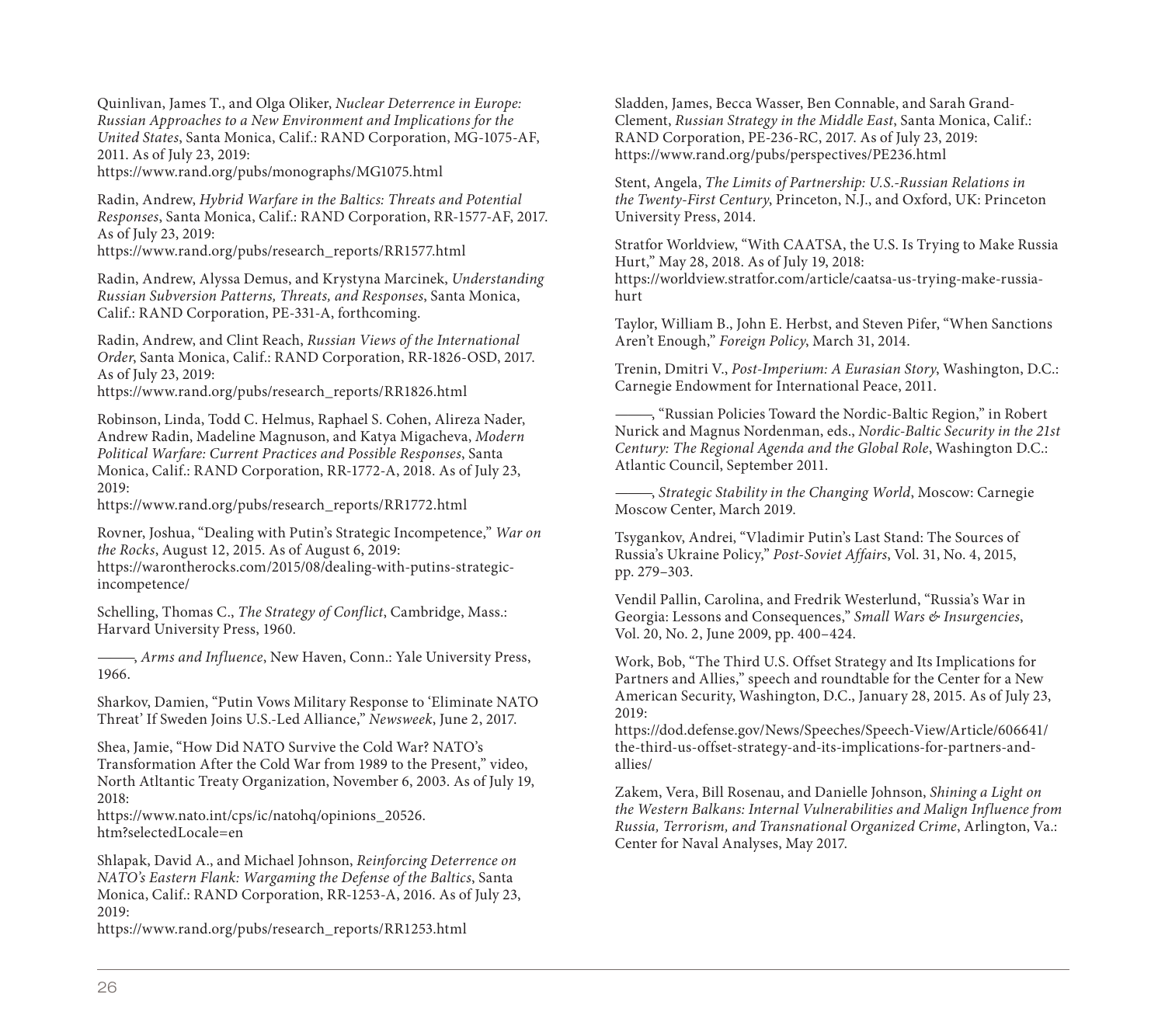Quinlivan, James T., and Olga Oliker, *Nuclear Deterrence in Europe: Russian Approaches to a New Environment and Implications for the United States*, Santa Monica, Calif.: RAND Corporation, MG-1075-AF, 2011. As of July 23, 2019: https://www.rand.org/pubs/monographs/MG1075.html

Radin, Andrew, *Hybrid Warfare in the Baltics: Threats and Potential Responses*, Santa Monica, Calif.: RAND Corporation, RR-1577-AF, 2017. As of July 23, 2019: https://www.rand.org/pubs/research_reports/RR1577.html

Radin, Andrew, Alyssa Demus, and Krystyna Marcinek, *Understanding Russian Subversion Patterns, Threats, and Responses*, Santa Monica, Calif.: RAND Corporation, PE-331-A, forthcoming.

Radin, Andrew, and Clint Reach, *Russian Views of the International Order*, Santa Monica, Calif.: RAND Corporation, RR-1826-OSD, 2017. As of July 23, 2019: https://www.rand.org/pubs/research_reports/RR1826.html

Robinson, Linda, Todd C. Helmus, Raphael S. Cohen, Alireza Nader, Andrew Radin, Madeline Magnuson, and Katya Migacheva, *Modern Political Warfare: Current Practices and Possible Responses*, Santa Monica, Calif.: RAND Corporation, RR-1772-A, 2018. As of July 23, 2019: https://www.rand.org/pubs/research_reports/RR1772.html

Rovner, Joshua, "Dealing with Putin's Strategic Incompetence," *War on the Rocks*, August 12, 2015. As of August 6, 2019: https://warontherocks.com/2015/08/dealing-with-putins-strategic-incompetence/

Schelling, Thomas C., *The Strategy of Conflict*, Cambridge, Mass.: Harvard University Press, 1960.

———, *Arms and Influence*, New Haven, Conn.: Yale University Press, 1966.

Sharkov, Damien, "Putin Vows Military Response to 'Eliminate NATO Threat' If Sweden Joins U.S.-Led Alliance," *Newsweek*, June 2, 2017.

Shea, Jamie, "How Did NATO Survive the Cold War? NATO's Transformation After the Cold War from 1989 to the Present," video, North Atltantic Treaty Organization, November 6, 2003. As of July 19, 2018: https://www.nato.int/cps/ic/natohq/opinions_20526.htm?selectedLocale=en

Shlapak, David A., and Michael Johnson, *Reinforcing Deterrence on NATO's Eastern Flank: Wargaming the Defense of the Baltics*, Santa Monica, Calif.: RAND Corporation, RR-1253-A, 2016. As of July 23, 2019: https://www.rand.org/pubs/research_reports/RR1253.html

Sladden, James, Becca Wasser, Ben Connable, and Sarah Grand-Clement, *Russian Strategy in the Middle East*, Santa Monica, Calif.: RAND Corporation, PE-236-RC, 2017. As of July 23, 2019: https://www.rand.org/pubs/perspectives/PE236.html

Stent, Angela, *The Limits of Partnership: U.S.-Russian Relations in the Twenty-First Century*, Princeton, N.J., and Oxford, UK: Princeton University Press, 2014.

Stratfor Worldview, "With CAATSA, the U.S. Is Trying to Make Russia Hurt," May 28, 2018. As of July 19, 2018: https://worldview.stratfor.com/article/caatsa-us-trying-make-russia-hurt

Taylor, William B., John E. Herbst, and Steven Pifer, "When Sanctions Aren't Enough," *Foreign Policy*, March 31, 2014.

Trenin, Dmitri V., *Post-Imperium: A Eurasian Story*, Washington, D.C.: Carnegie Endowment for International Peace, 2011.

———, "Russian Policies Toward the Nordic-Baltic Region," in Robert Nurick and Magnus Nordenman, eds., *Nordic-Baltic Security in the 21st Century: The Regional Agenda and the Global Role*, Washington D.C.: Atlantic Council, September 2011.

———, *Strategic Stability in the Changing World*, Moscow: Carnegie Moscow Center, March 2019.

Tsygankov, Andrei, "Vladimir Putin's Last Stand: The Sources of Russia's Ukraine Policy," *Post-Soviet Affairs*, Vol. 31, No. 4, 2015, pp. 279–303.

Vendil Pallin, Carolina, and Fredrik Westerlund, "Russia's War in Georgia: Lessons and Consequences," *Small Wars & Insurgencies*, Vol. 20, No. 2, June 2009, pp. 400–424.

Work, Bob, "The Third U.S. Offset Strategy and Its Implications for Partners and Allies," speech and roundtable for the Center for a New American Security, Washington, D.C., January 28, 2015. As of July 23, 2019: https://dod.defense.gov/News/Speeches/Speech-View/Article/606641/the-third-us-offset-strategy-and-its-implications-for-partners-and-allies/

Zakem, Vera, Bill Rosenau, and Danielle Johnson, *Shining a Light on the Western Balkans: Internal Vulnerabilities and Malign Influence from Russia, Terrorism, and Transnational Organized Crime*, Arlington, Va.: Center for Naval Analyses, May 2017.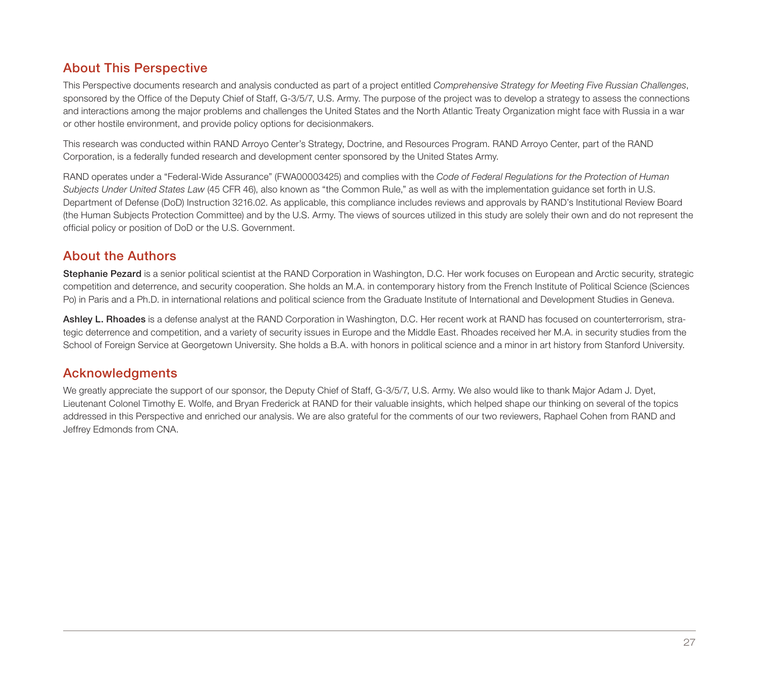## About This Perspective

This Perspective documents research and analysis conducted as part of a project entitled *Comprehensive Strategy for Meeting Five Russian Challenges*, sponsored by the Office of the Deputy Chief of Staff, G-3/5/7, U.S. Army. The purpose of the project was to develop a strategy to assess the connections and interactions among the major problems and challenges the United States and the North Atlantic Treaty Organization might face with Russia in a war or other hostile environment, and provide policy options for decisionmakers.

This research was conducted within RAND Arroyo Center's Strategy, Doctrine, and Resources Program. RAND Arroyo Center, part of the RAND Corporation, is a federally funded research and development center sponsored by the United States Army.

RAND operates under a "Federal-Wide Assurance" (FWA00003425) and complies with the *Code of Federal Regulations for the Protection of Human Subjects Under United States Law* (45 CFR 46), also known as "the Common Rule," as well as with the implementation guidance set forth in U.S. Department of Defense (DoD) Instruction 3216.02. As applicable, this compliance includes reviews and approvals by RAND's Institutional Review Board (the Human Subjects Protection Committee) and by the U.S. Army. The views of sources utilized in this study are solely their own and do not represent the official policy or position of DoD or the U.S. Government.

## About the Authors

**Stephanie Pezard** is a senior political scientist at the RAND Corporation in Washington, D.C. Her work focuses on European and Arctic security, strategic competition and deterrence, and security cooperation. She holds an M.A. in contemporary history from the French Institute of Political Science (Sciences Po) in Paris and a Ph.D. in international relations and political science from the Graduate Institute of International and Development Studies in Geneva.

**Ashley L. Rhoades** is a defense analyst at the RAND Corporation in Washington, D.C. Her recent work at RAND has focused on counterterrorism, strategic deterrence and competition, and a variety of security issues in Europe and the Middle East. Rhoades received her M.A. in security studies from the School of Foreign Service at Georgetown University. She holds a B.A. with honors in political science and a minor in art history from Stanford University.

## Acknowledgments

We greatly appreciate the support of our sponsor, the Deputy Chief of Staff, G-3/5/7, U.S. Army. We also would like to thank Major Adam J. Dyet, Lieutenant Colonel Timothy E. Wolfe, and Bryan Frederick at RAND for their valuable insights, which helped shape our thinking on several of the topics addressed in this Perspective and enriched our analysis. We are also grateful for the comments of our two reviewers, Raphael Cohen from RAND and Jeffrey Edmonds from CNA.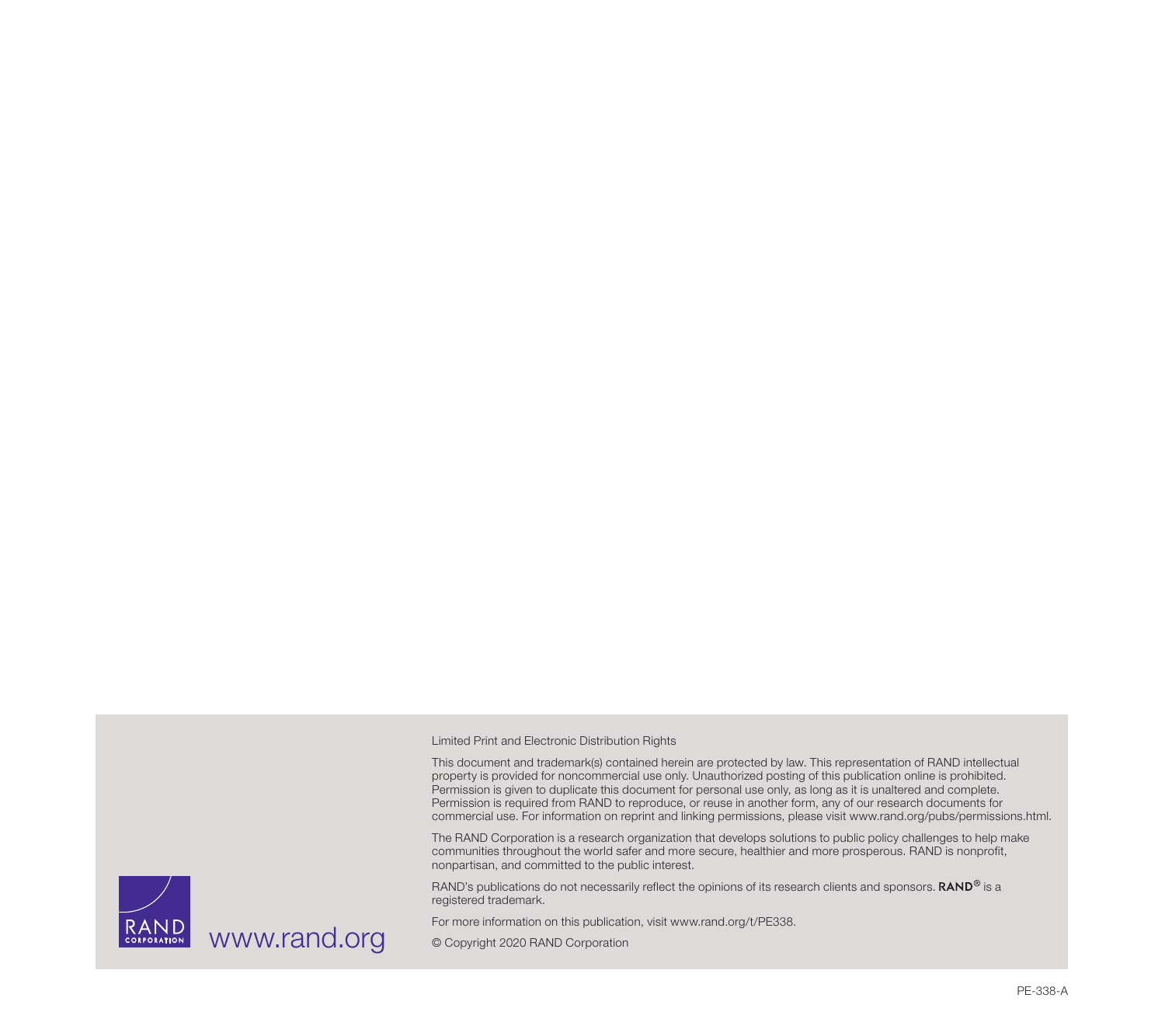Limited Print and Electronic Distribution Rights

This document and trademark(s) contained herein are protected by law. This representation of RAND intellectual property is provided for noncommercial use only. Unauthorized posting of this publication online is prohibited. Permission is given to duplicate this document for personal use only, as long as it is unaltered and complete. Permission is required from RAND to reproduce, or reuse in another form, any of our research documents for commercial use. For information on reprint and linking permissions, please visit www.rand.org/pubs/permissions.html.

The RAND Corporation is a research organization that develops solutions to public policy challenges to help make communities throughout the world safer and more secure, healthier and more prosperous. RAND is nonprofit, nonpartisan, and committed to the public interest.

RAND's publications do not necessarily reflect the opinions of its research clients and sponsors. **RAND**® is a registered trademark.

For more information on this publication, visit www.rand.org/t/PE338.

© Copyright 2020 RAND Corporation

RAND CORPORATION

www.rand.org

PE-338-A